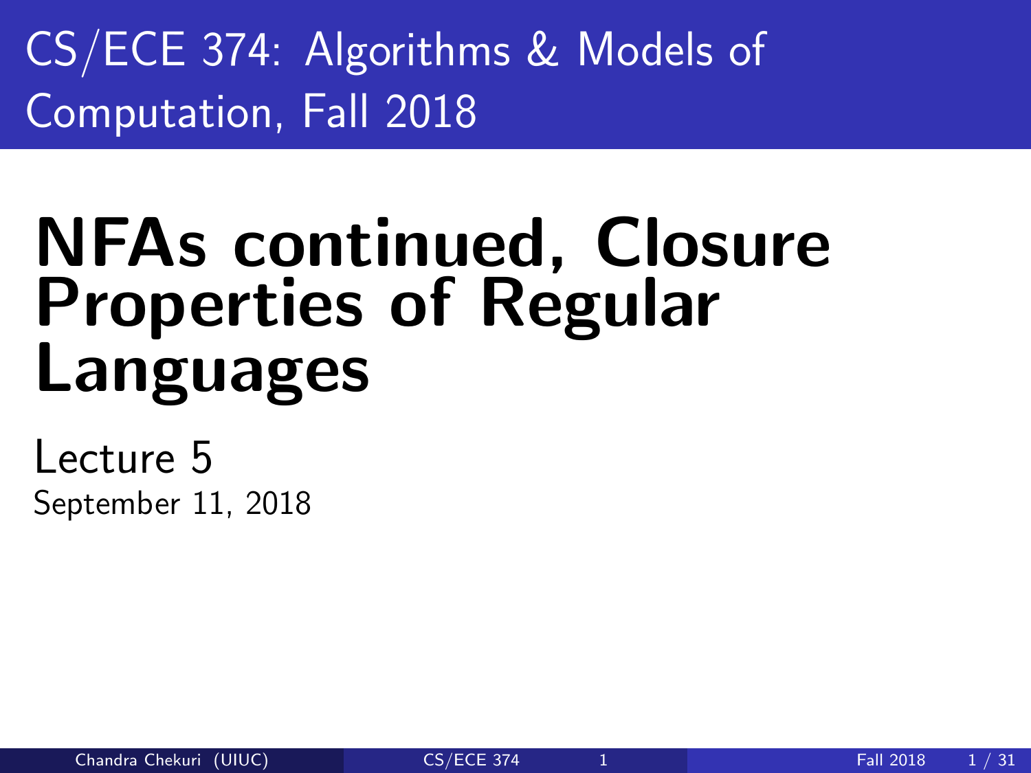CS/ECE 374: Algorithms & Models of Computation, Fall 2018

# NFAs continued, Closure Properties of Regular Languages

Lecture 5

September 11, 2018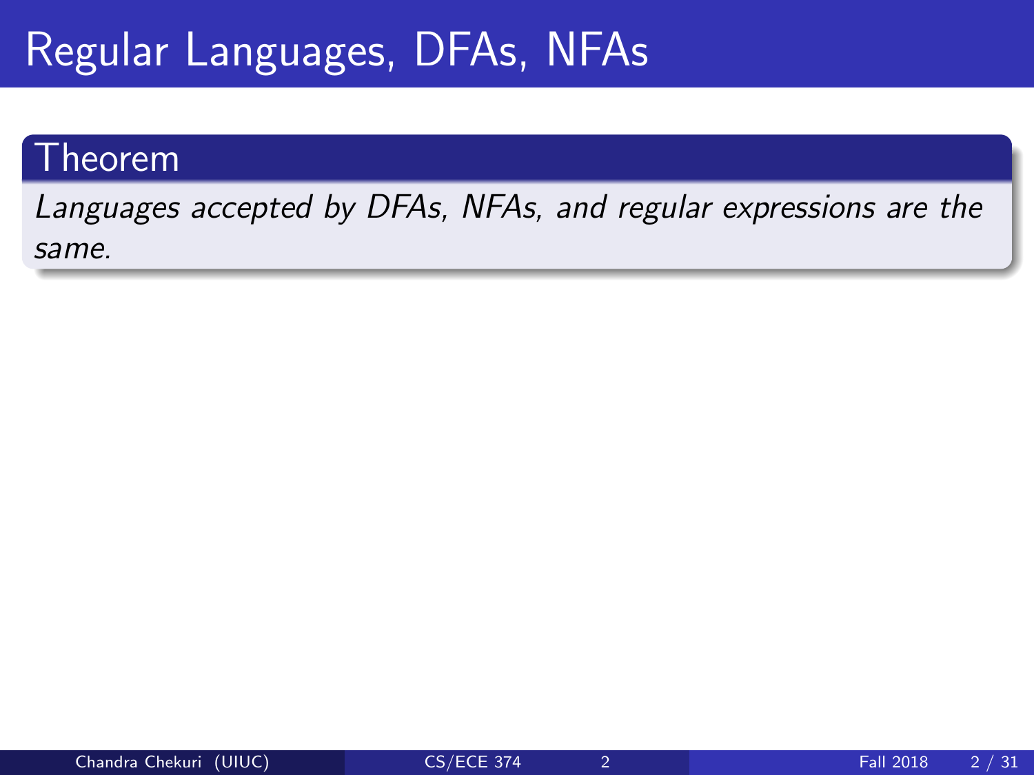# Regular Languages, DFAs, NFAs

**Theorem**

*Languages accepted by DFAs, NFAs, and regular expressions are the same.*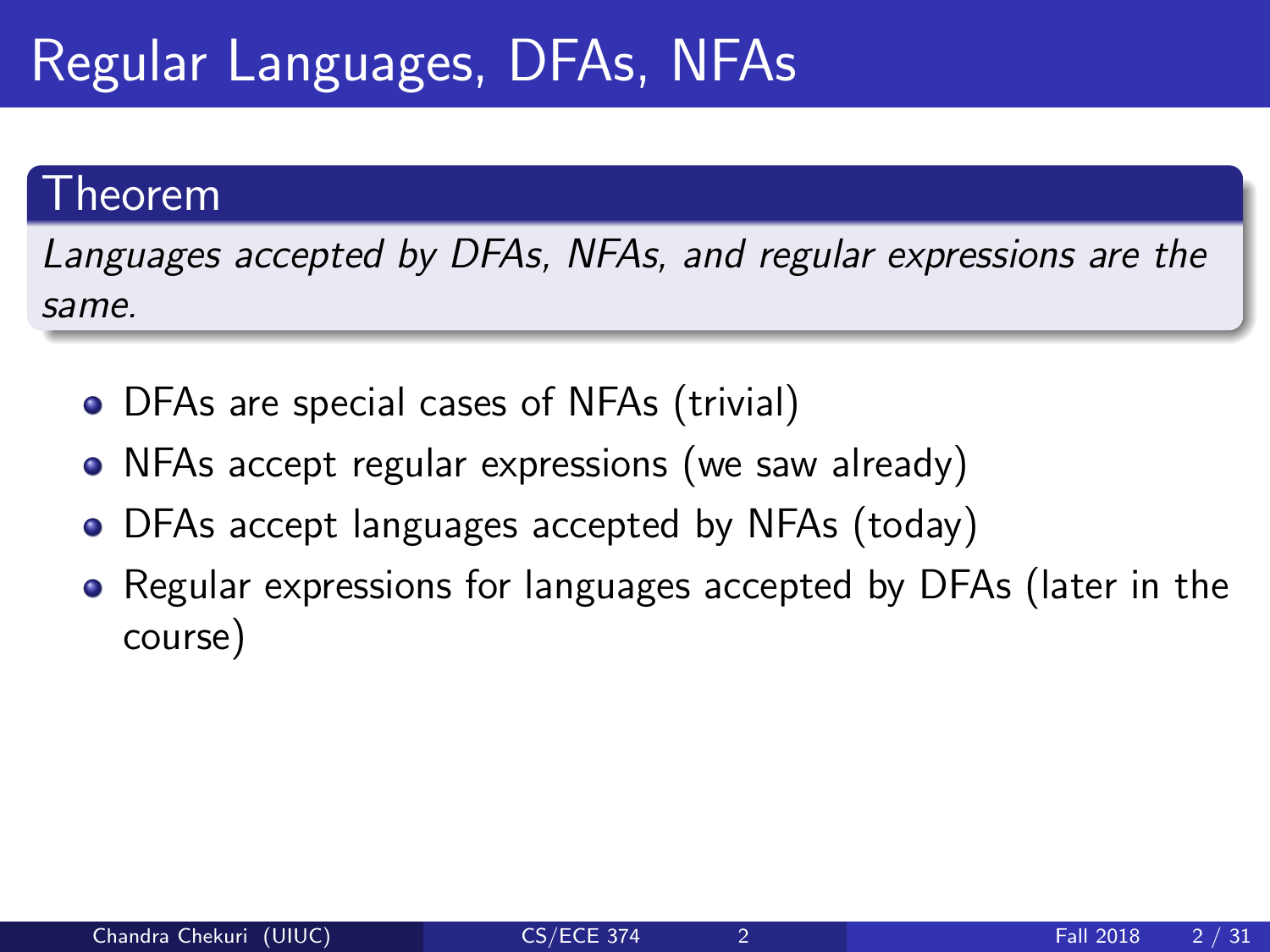# Regular Languages, DFAs, NFAs

**Theorem**

*Languages accepted by DFAs, NFAs, and regular expressions are the same.*

- DFAs are special cases of NFAs (trivial)
- NFAs accept regular expressions (we saw already)
- DFAs accept languages accepted by NFAs (today)
- Regular expressions for languages accepted by DFAs (later in the course)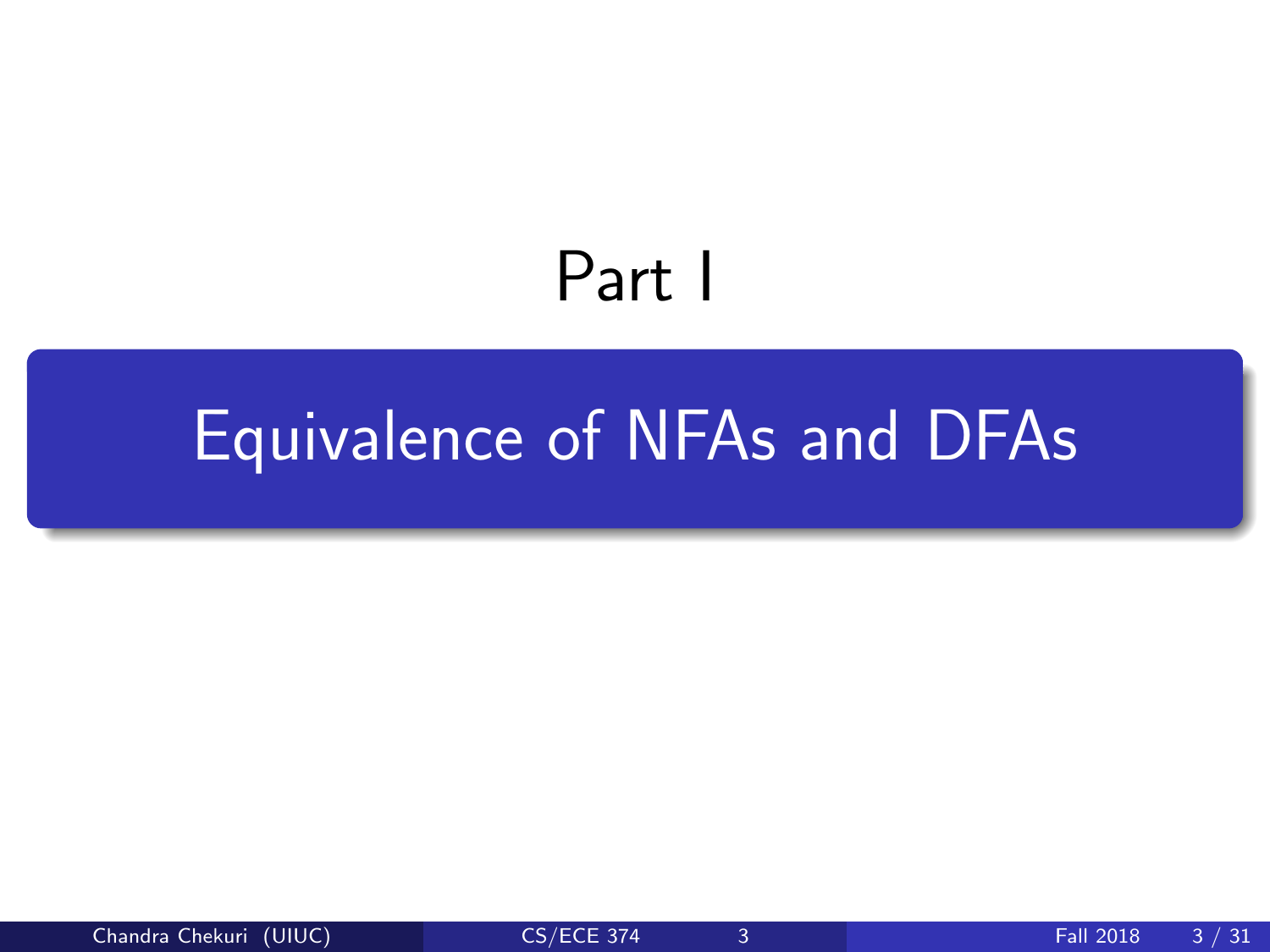# Part I

## Equivalence of NFAs and DFAs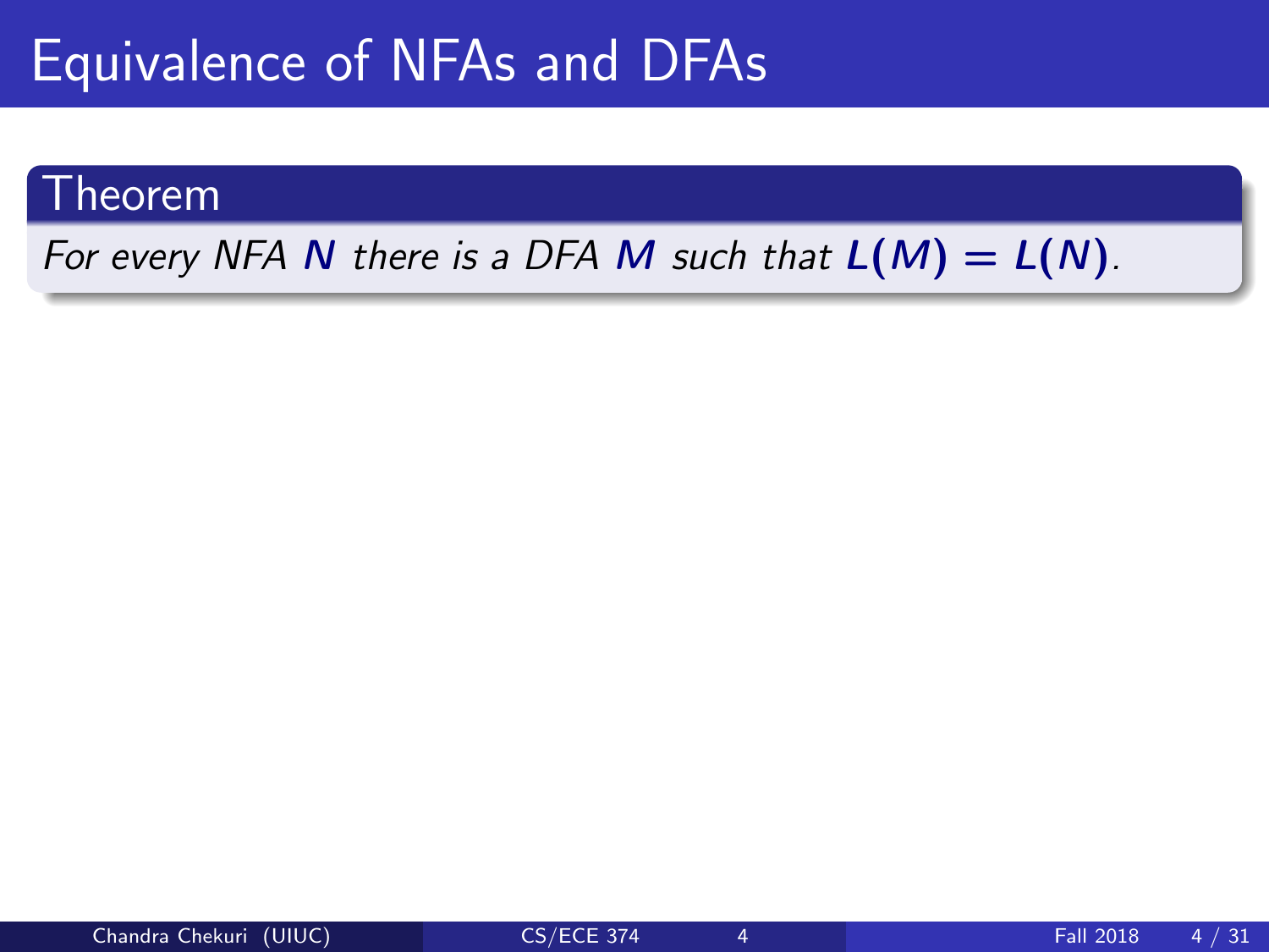# Equivalence of NFAs and DFAs

**Theorem**

*For every NFA $N$ there is a DFA $M$ such that $L(M) = L(N)$.*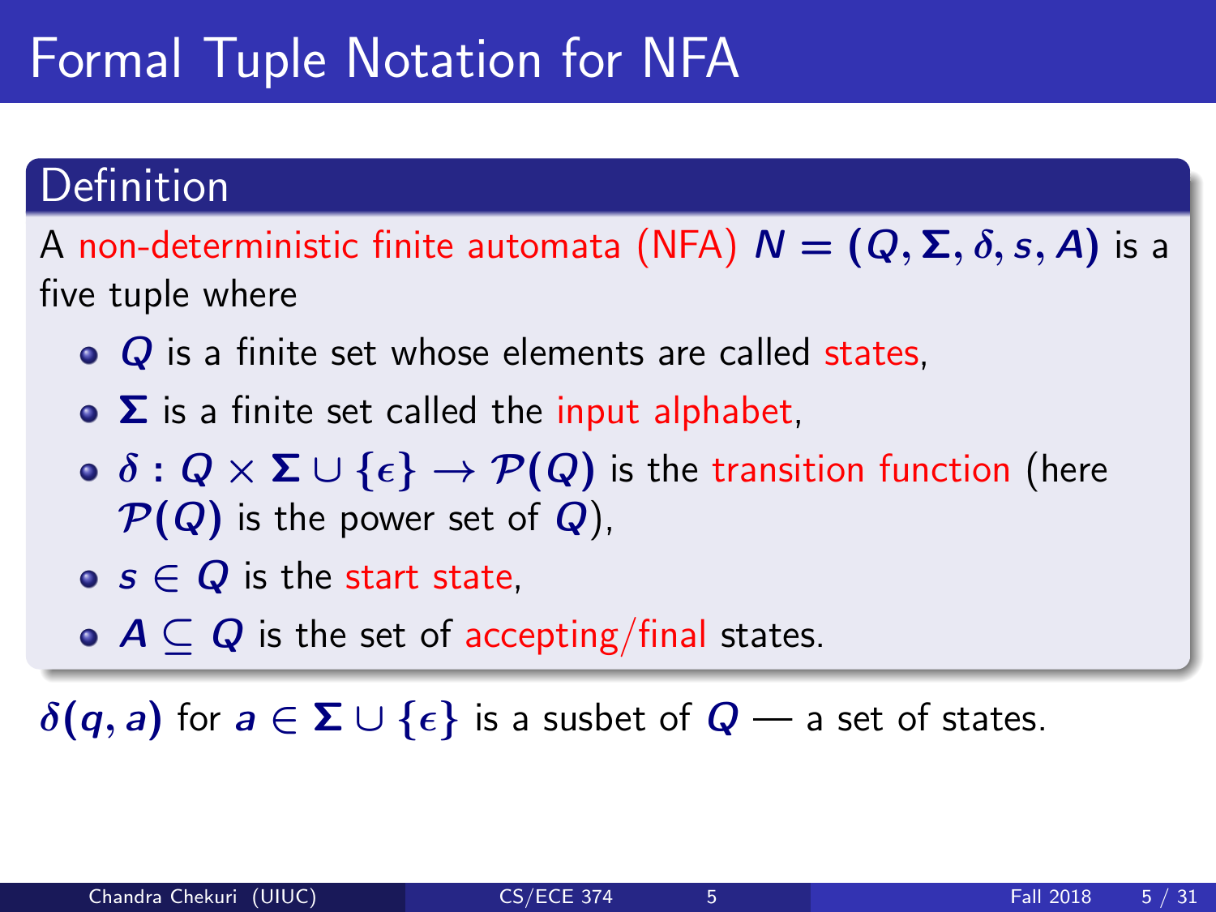# Formal Tuple Notation for NFA

## Definition

A non-deterministic finite automata (NFA) $N = (Q, \Sigma, \delta, s, A)$ is a five tuple where

- $Q$ is a finite set whose elements are called states,
- $\Sigma$ is a finite set called the input alphabet,
- $\delta : Q \times \Sigma \cup \{\epsilon\} \rightarrow \mathcal{P}(Q)$ is the transition function (here $\mathcal{P}(Q)$ is the power set of $Q$),
- $s \in Q$ is the start state,
- $A \subseteq Q$ is the set of accepting/final states.

$\delta(q, a)$ for $a \in \Sigma \cup \{\epsilon\}$ is a susbet of $Q$ — a set of states.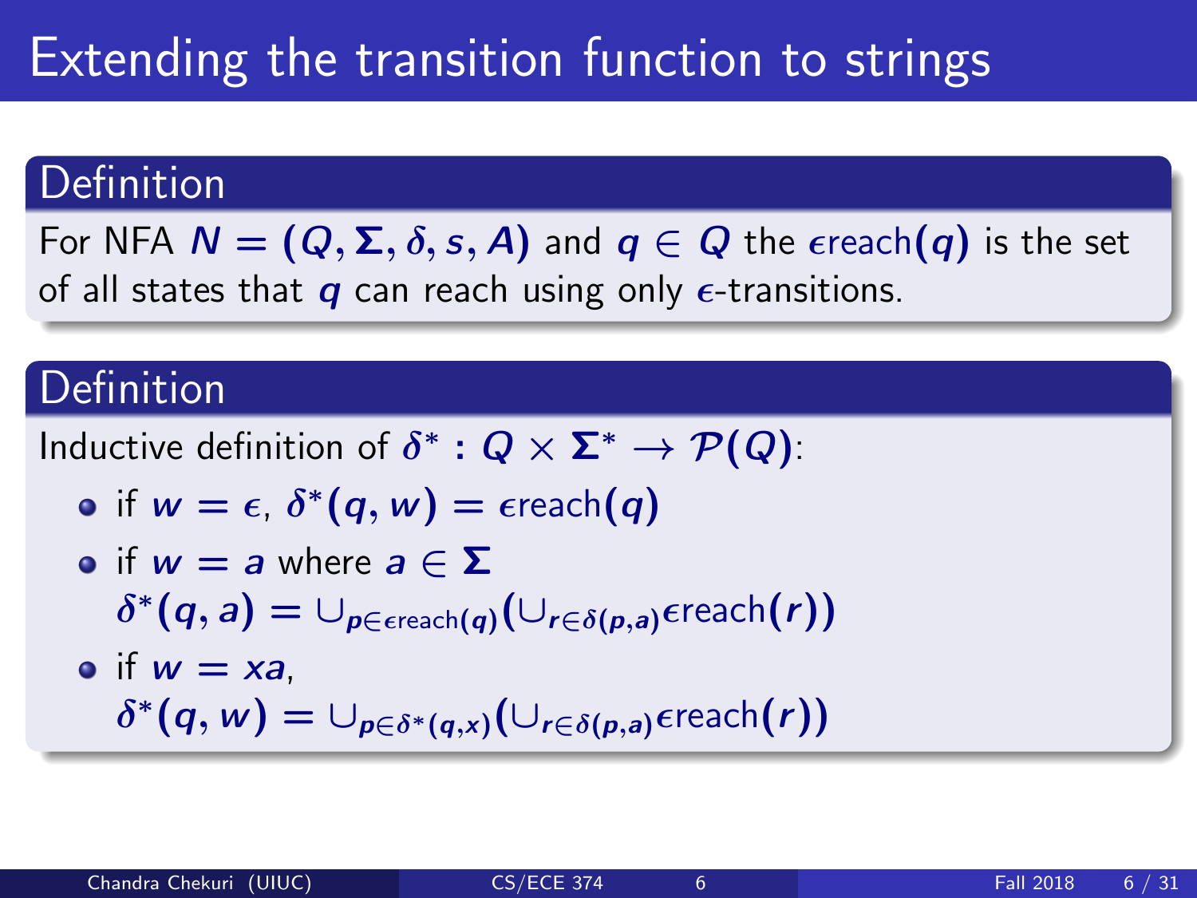# Extending the transition function to strings

**Definition**

For NFA $N = (Q, \Sigma, \delta, s, A)$ and $q \in Q$ the $\epsilon\text{reach}(q)$ is the set of all states that $q$ can reach using only $\epsilon$-transitions.

**Definition**

Inductive definition of $\delta^* : Q \times \Sigma^* \rightarrow \mathcal{P}(Q)$:

- if $w = \epsilon$, $\delta^*(q, w) = \epsilon\text{reach}(q)$
- if $w = a$ where $a \in \Sigma$
  $\delta^*(q, a) = \cup_{p \in \epsilon\text{reach}(q)} (\cup_{r \in \delta(p,a)} \epsilon\text{reach}(r))$
- if $w = xa$,
  $\delta^*(q, w) = \cup_{p \in \delta^*(q,x)} (\cup_{r \in \delta(p,a)} \epsilon\text{reach}(r))$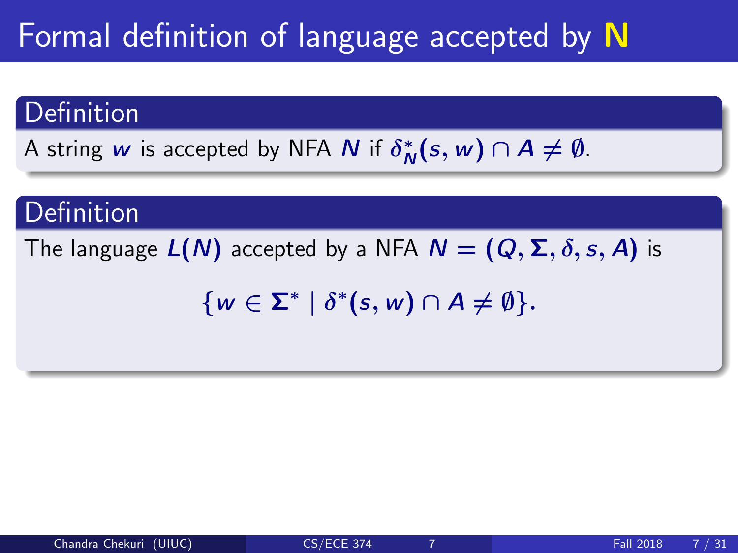# Formal definition of language accepted by **N**

**Definition**

A string $w$ is accepted by NFA $N$ if $\delta_N^*(s, w) \cap A \neq \emptyset$.

**Definition**

The language $L(N)$ accepted by a NFA $N = (Q, \Sigma, \delta, s, A)$ is

$$\{w \in \Sigma^* \mid \delta^*(s, w) \cap A \neq \emptyset\}.$$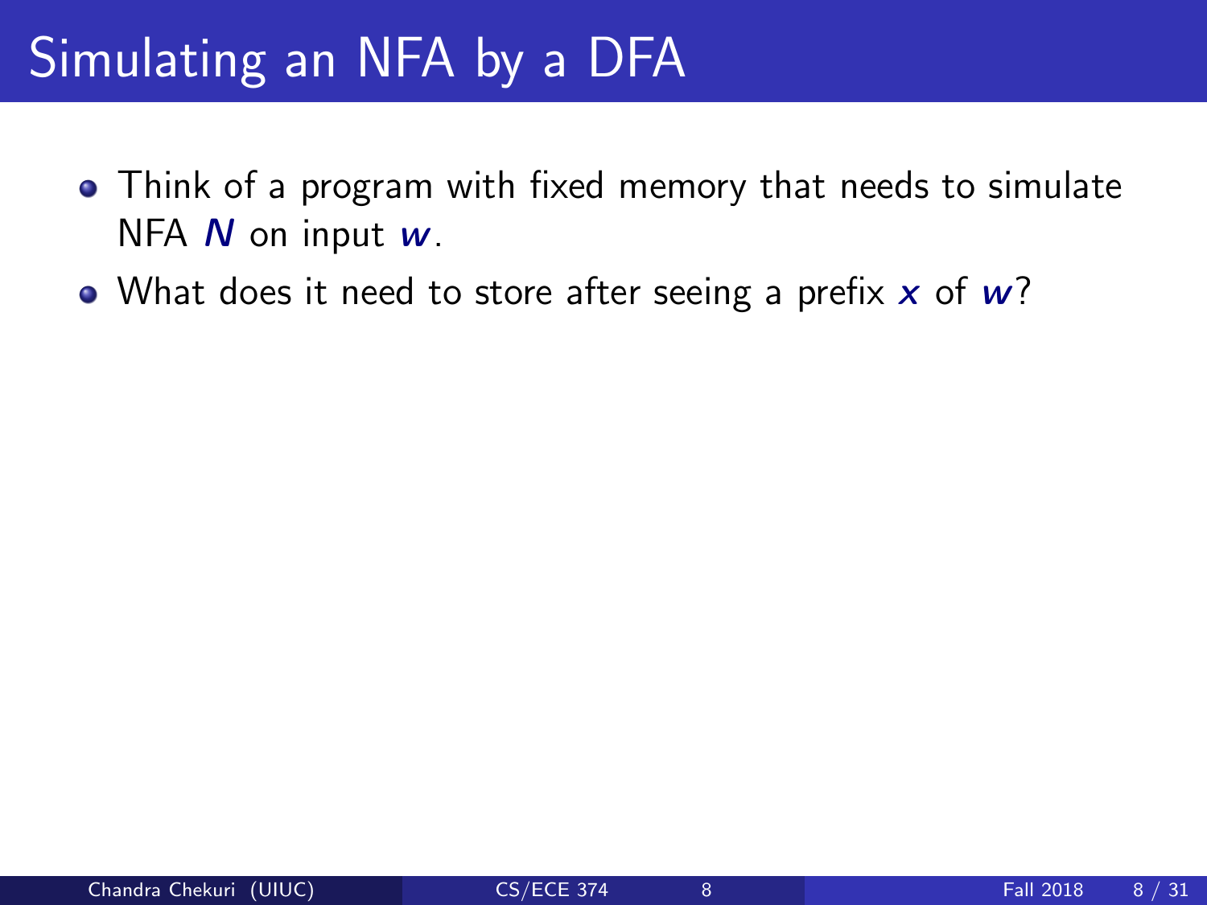# Simulating an NFA by a DFA

- Think of a program with fixed memory that needs to simulate NFA $N$ on input $w$.
- What does it need to store after seeing a prefix $x$ of $w$?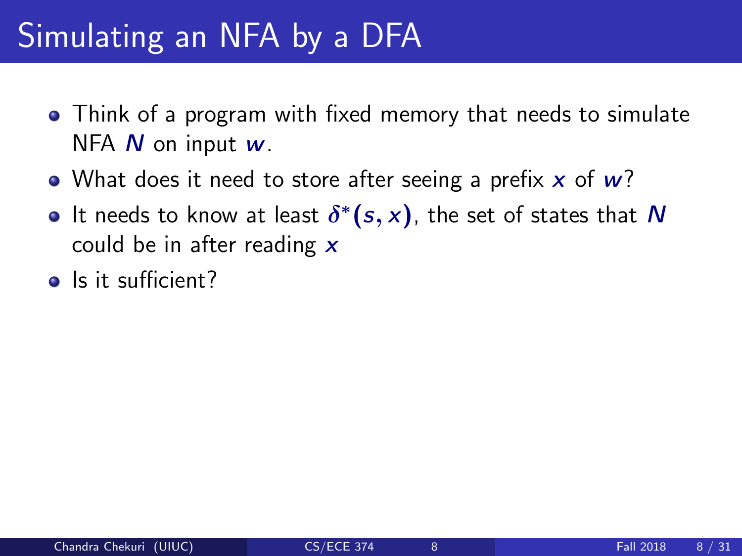# Simulating an NFA by a DFA

- Think of a program with fixed memory that needs to simulate NFA $N$ on input $w$.
- What does it need to store after seeing a prefix $x$ of $w$?
- It needs to know at least $\delta^*(s, x)$, the set of states that $N$ could be in after reading $x$
- Is it sufficient?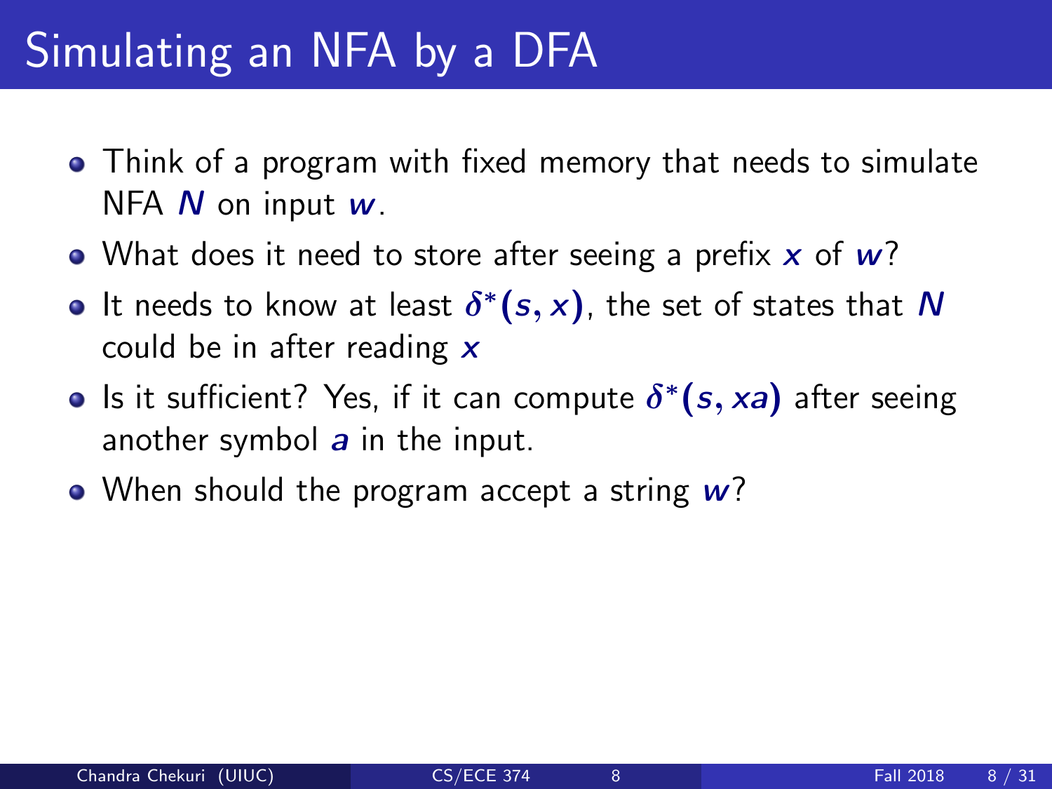# Simulating an NFA by a DFA

- Think of a program with fixed memory that needs to simulate NFA $N$ on input $w$.
- What does it need to store after seeing a prefix $x$ of $w$?
- It needs to know at least $\delta^*(s, x)$, the set of states that $N$ could be in after reading $x$
- Is it sufficient? Yes, if it can compute $\delta^*(s, xa)$ after seeing another symbol $a$ in the input.
- When should the program accept a string $w$?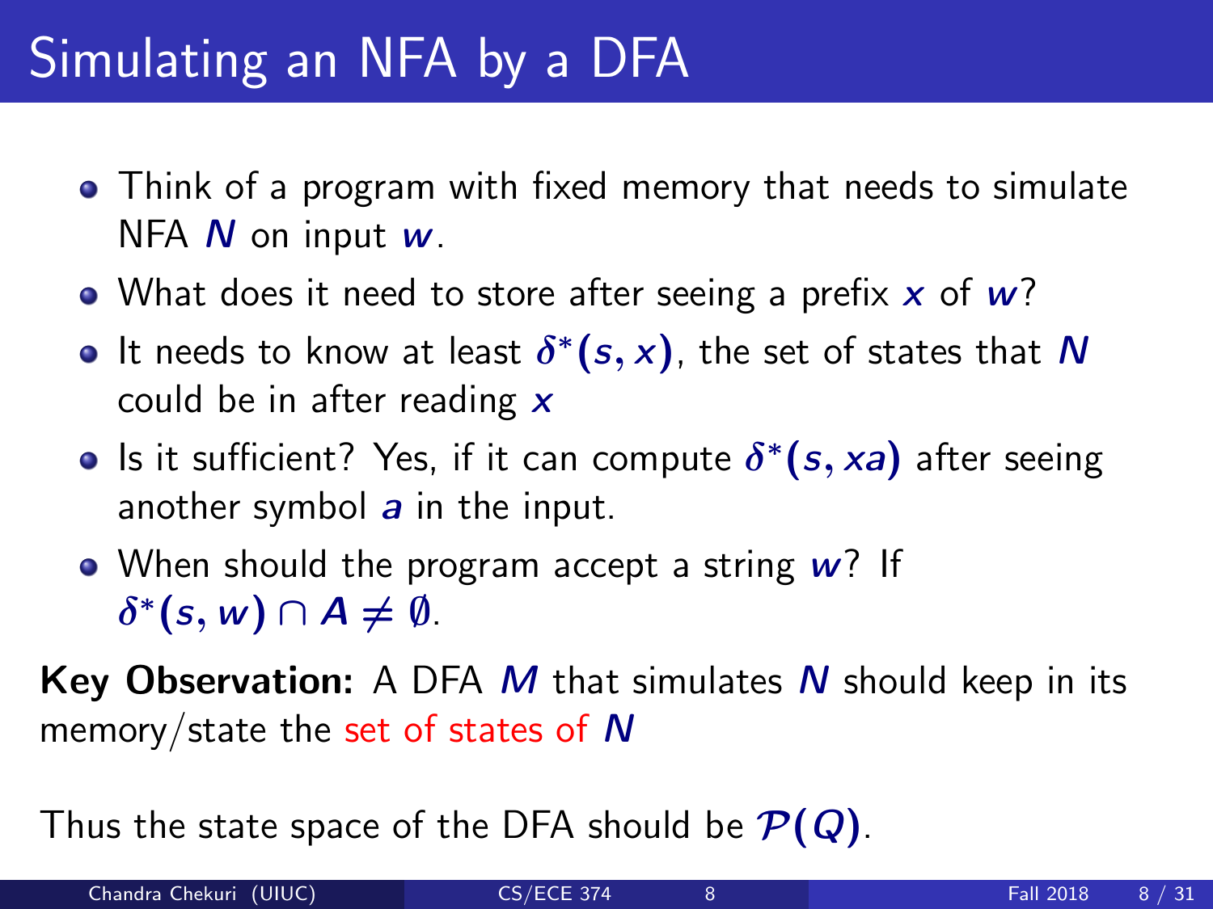# Simulating an NFA by a DFA

- Think of a program with fixed memory that needs to simulate NFA $N$ on input $w$.
- What does it need to store after seeing a prefix $x$ of $w$?
- It needs to know at least $\delta^*(s, x)$, the set of states that $N$ could be in after reading $x$
- Is it sufficient? Yes, if it can compute $\delta^*(s, xa)$ after seeing another symbol $a$ in the input.
- When should the program accept a string $w$? If $\delta^*(s, w) \cap A \neq \emptyset$.

**Key Observation:** A DFA $M$ that simulates $N$ should keep in its memory/state the set of states of $N$

Thus the state space of the DFA should be $\mathcal{P}(Q)$.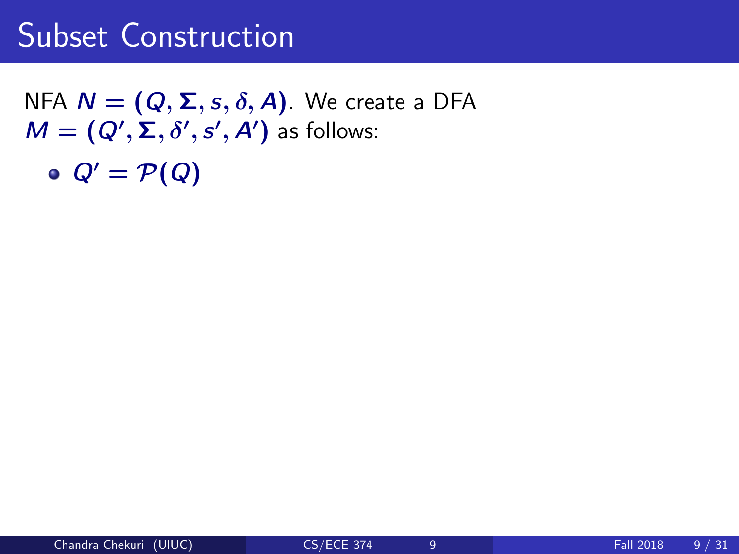# Subset Construction

NFA $N = (Q, \Sigma, s, \delta, A)$. We create a DFA $M = (Q', \Sigma, \delta', s', A')$ as follows:

- $Q' = \mathcal{P}(Q)$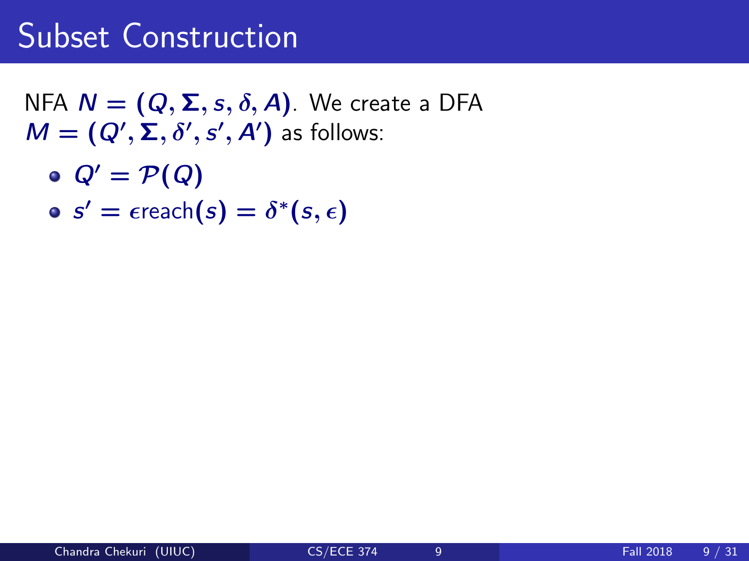# Subset Construction

NFA $N = (Q, \Sigma, s, \delta, A)$. We create a DFA $M = (Q', \Sigma, \delta', s', A')$ as follows:

- $Q' = \mathcal{P}(Q)$
- $s' = \epsilon\text{reach}(s) = \delta^*(s, \epsilon)$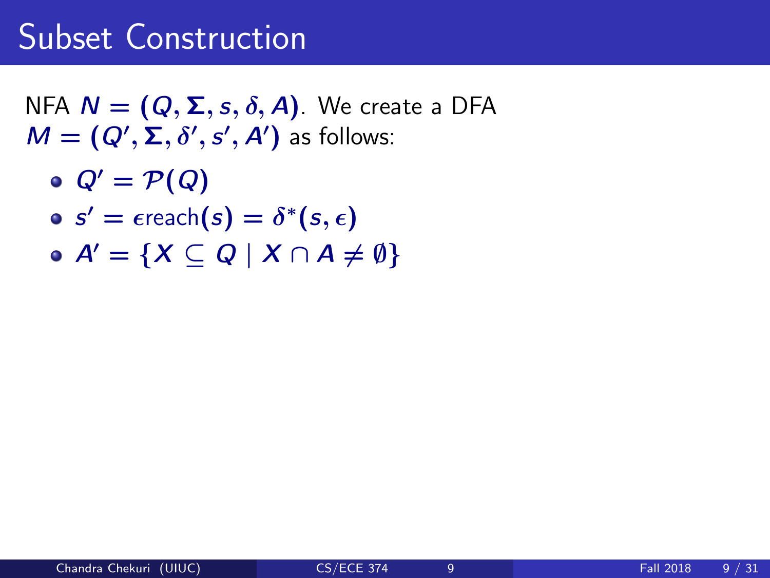# Subset Construction

NFA $N = (Q, \Sigma, s, \delta, A)$. We create a DFA $M = (Q', \Sigma, \delta', s', A')$ as follows:

- $Q' = \mathcal{P}(Q)$
- $s' = \epsilon\text{reach}(s) = \delta^*(s, \epsilon)$
- $A' = \{X \subseteq Q \mid X \cap A \neq \emptyset\}$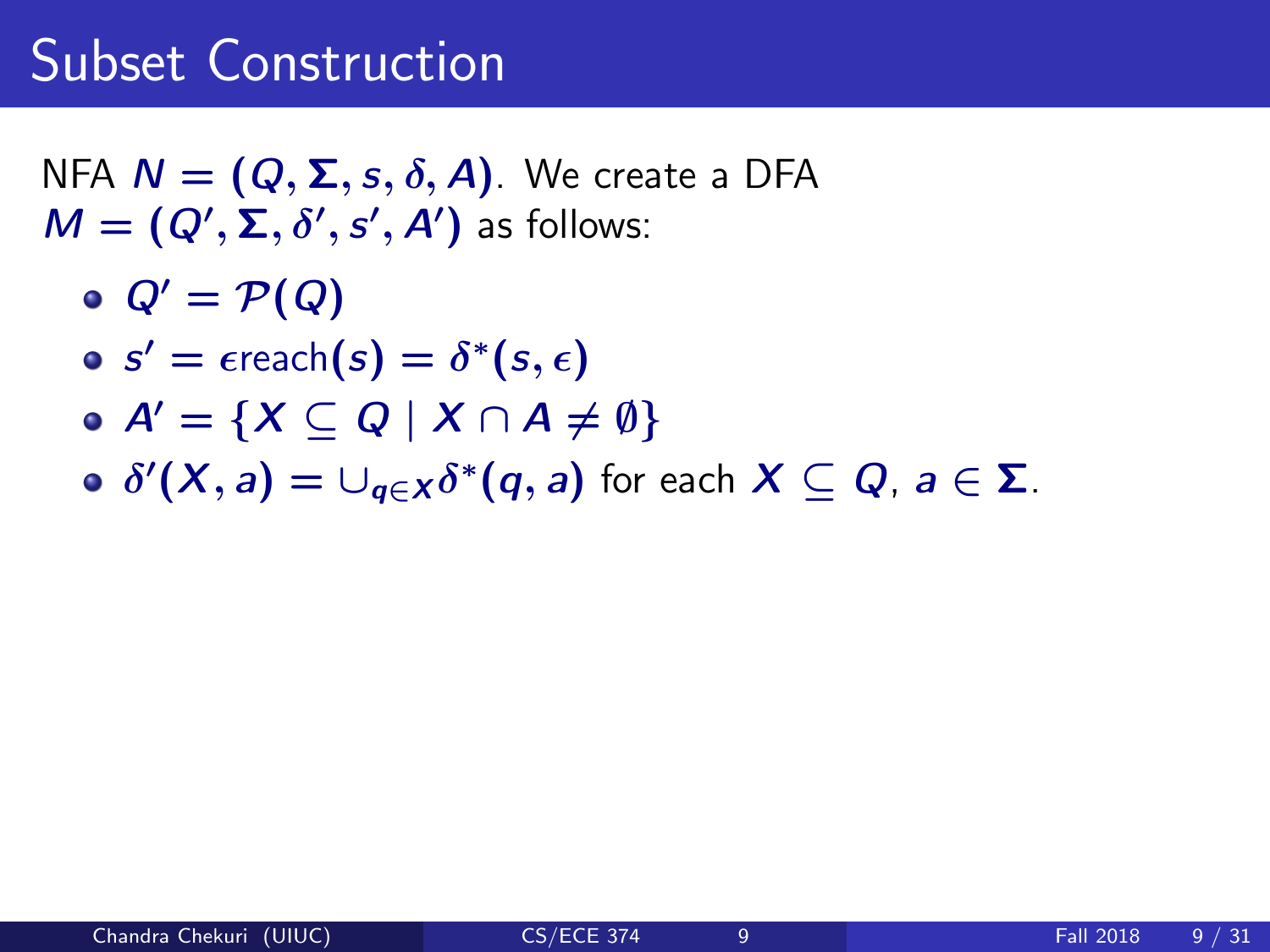# Subset Construction

NFA $N = (Q, \Sigma, s, \delta, A)$. We create a DFA $M = (Q', \Sigma, \delta', s', A')$ as follows:

- $Q' = \mathcal{P}(Q)$
- $s' = \epsilon\text{reach}(s) = \delta^*(s, \epsilon)$
- $A' = \{X \subseteq Q \mid X \cap A \neq \emptyset\}$
- $\delta'(X, a) = \cup_{q \in X} \delta^*(q, a)$ for each $X \subseteq Q$, $a \in \Sigma$.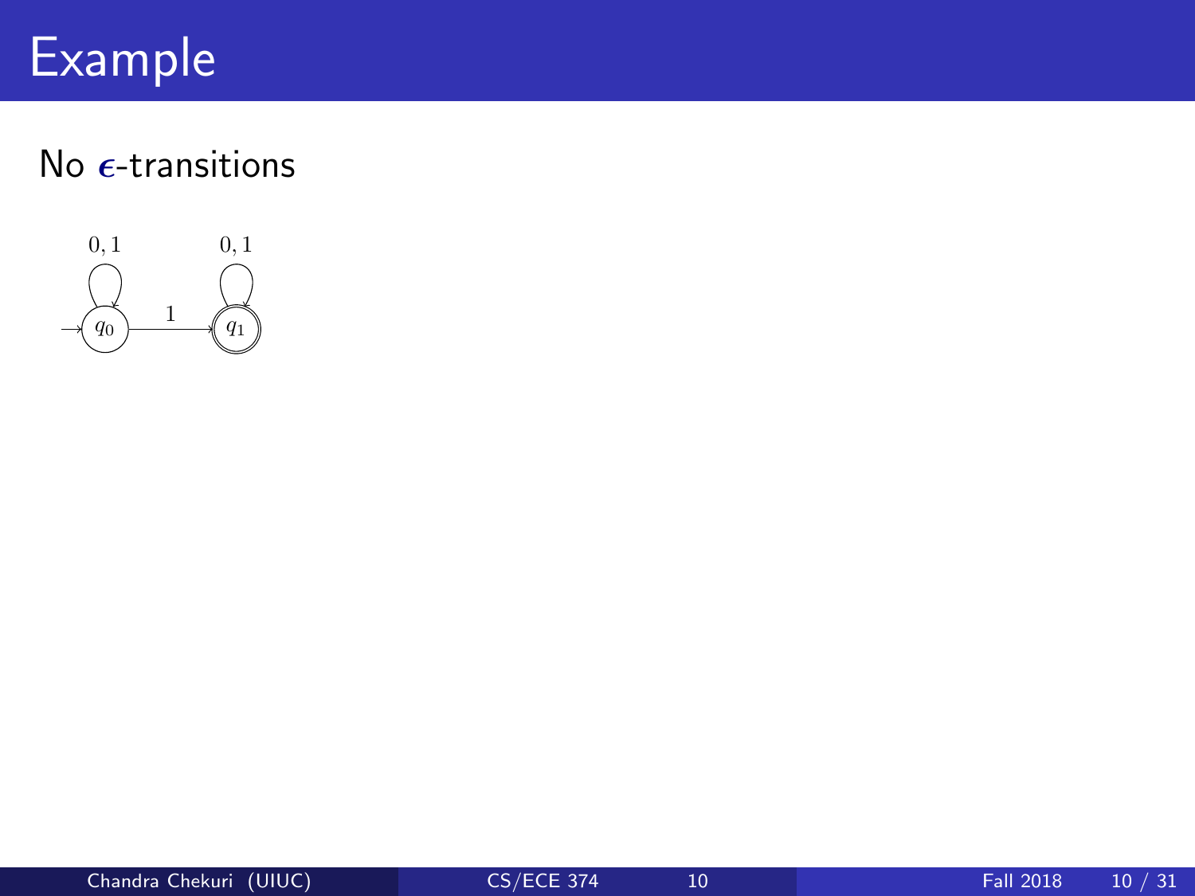# Example

No $\epsilon$-transitions

$q_0$ (start state), $q_1$ (accepting state)

$q_0 \xrightarrow{0,1} q_0$, $q_0 \xrightarrow{1} q_1$, $q_1 \xrightarrow{0,1} q_1$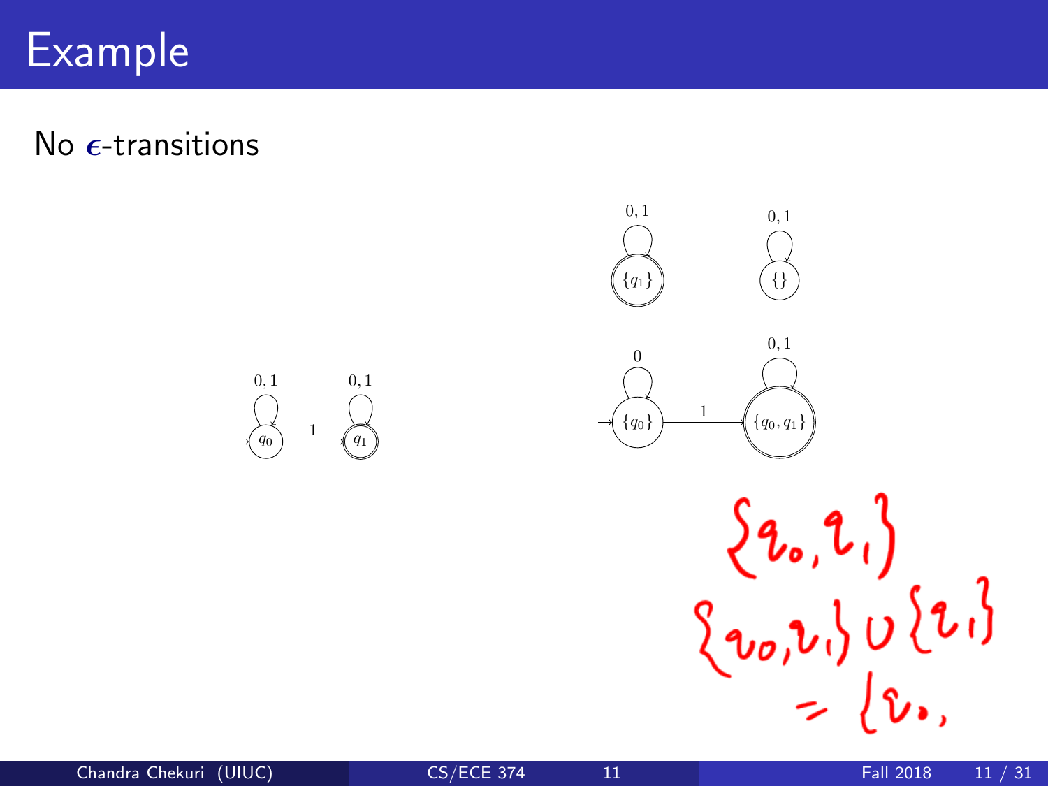# Example

No $\epsilon$-transitions

$\{q_0, q_1\}$

$\{q_0, q_1\} \cup \{q_1\}$

$= \{q_0,$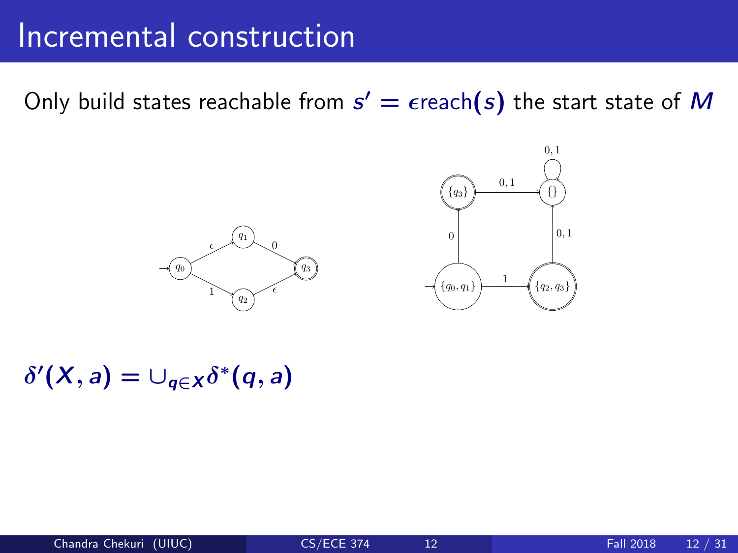# Incremental construction

Only build states reachable from $s' = \epsilon\text{reach}(s)$ the start state of $M$

$$\delta'(X, a) = \cup_{q \in X} \delta^*(q, a)$$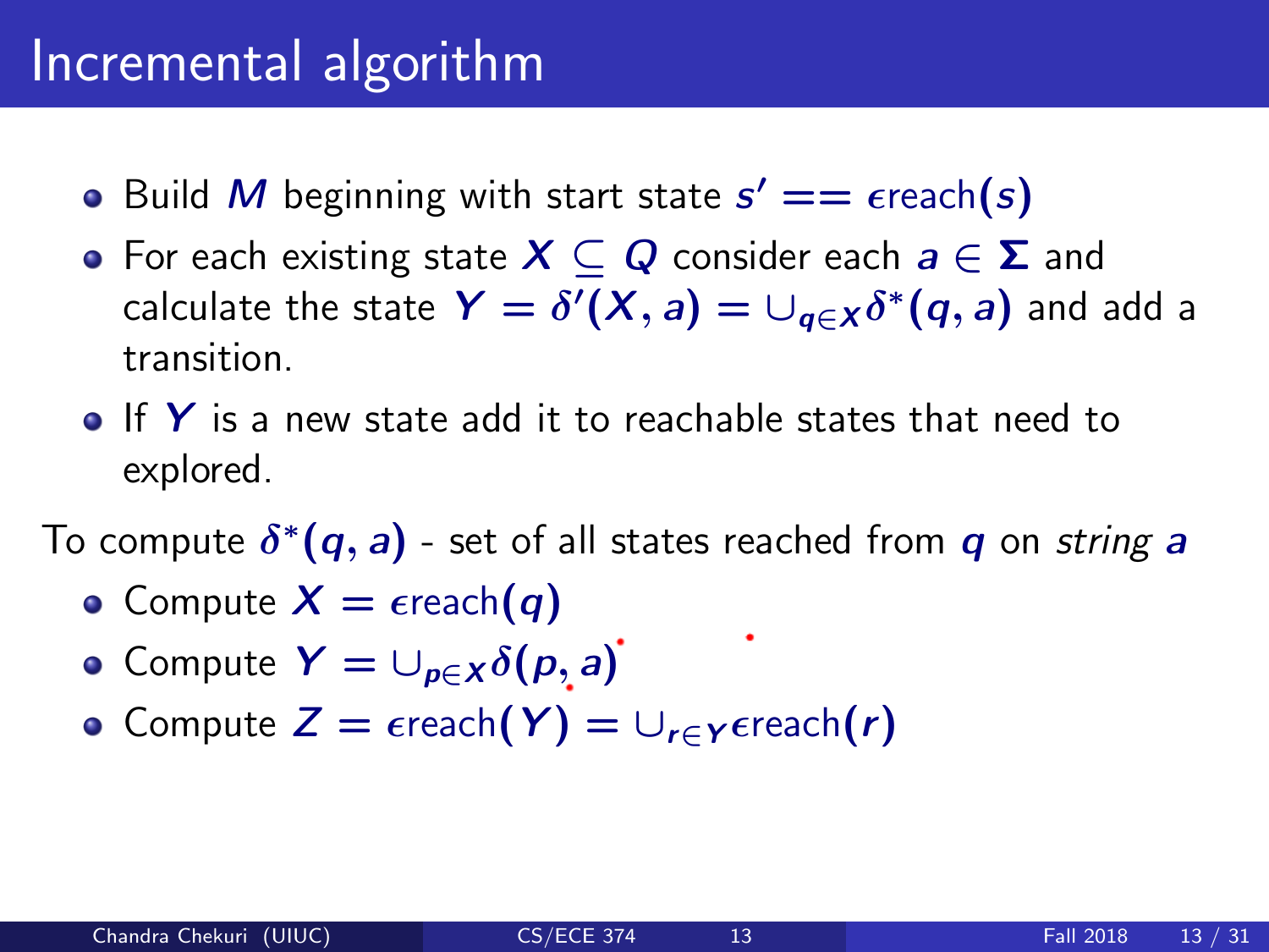# Incremental algorithm

- Build $M$ beginning with start state $s' == \epsilon\text{reach}(s)$
- For each existing state $X \subseteq Q$ consider each $a \in \Sigma$ and calculate the state $Y = \delta'(X, a) = \cup_{q \in X} \delta^*(q, a)$ and add a transition.
- If $Y$ is a new state add it to reachable states that need to explored.

To compute $\delta^*(q, a)$ - set of all states reached from $q$ on *string* $a$

- Compute $X = \epsilon\text{reach}(q)$
- Compute $Y = \cup_{p \in X} \delta(p, a)$
- Compute $Z = \epsilon\text{reach}(Y) = \cup_{r \in Y} \epsilon\text{reach}(r)$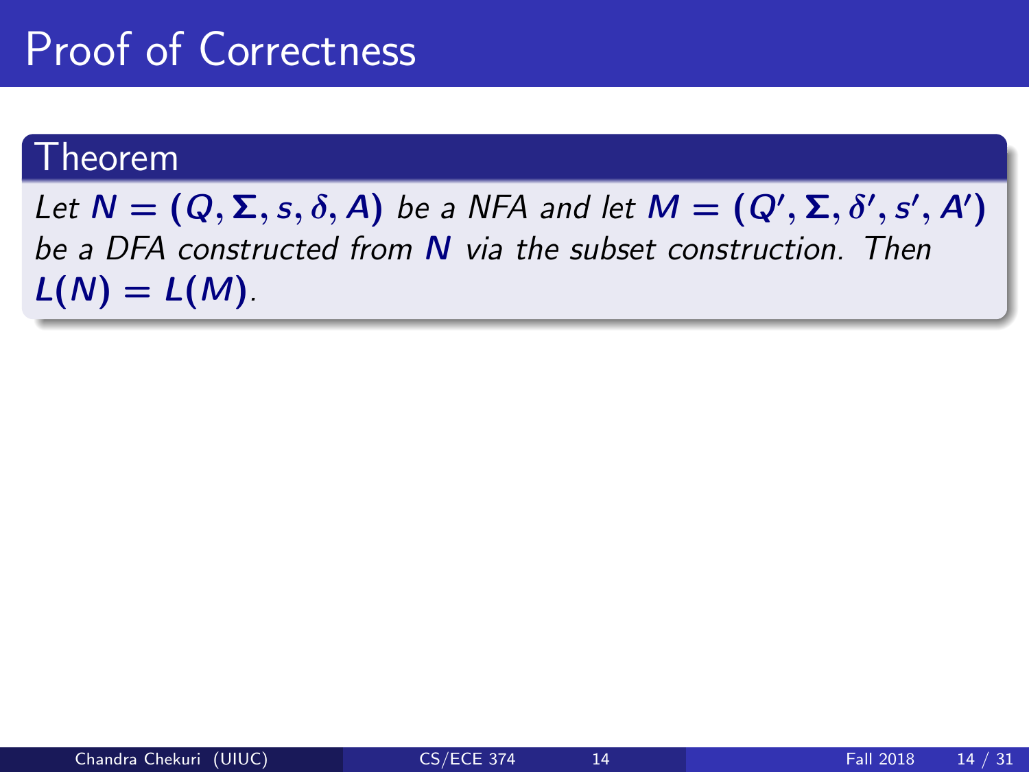# Proof of Correctness

**Theorem**

*Let* $N = (Q, \Sigma, s, \delta, A)$ *be a NFA and let* $M = (Q', \Sigma, \delta', s', A')$ *be a DFA constructed from* $N$ *via the subset construction. Then* $L(N) = L(M)$.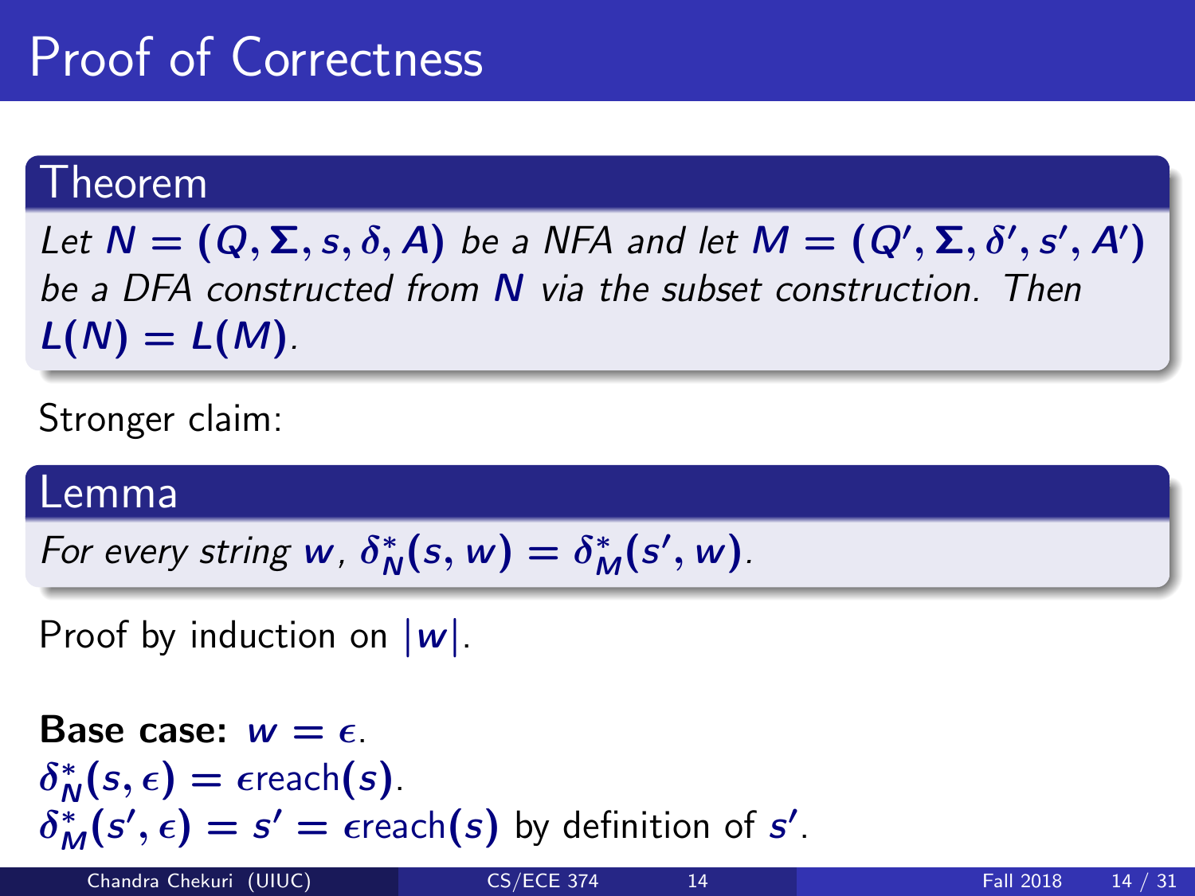# Proof of Correctness

**Theorem**

*Let $N = (Q, \Sigma, s, \delta, A)$ be a NFA and let $M = (Q', \Sigma, \delta', s', A')$ be a DFA constructed from $N$ via the subset construction. Then $L(N) = L(M)$.*

Stronger claim:

**Lemma**

*For every string $w$, $\delta_N^*(s, w) = \delta_M^*(s', w)$.*

Proof by induction on $|w|$.

**Base case:** $w = \epsilon$.
$\delta_N^*(s, \epsilon) = \epsilon\text{reach}(s)$.
$\delta_M^*(s', \epsilon) = s' = \epsilon\text{reach}(s)$ by definition of $s'$.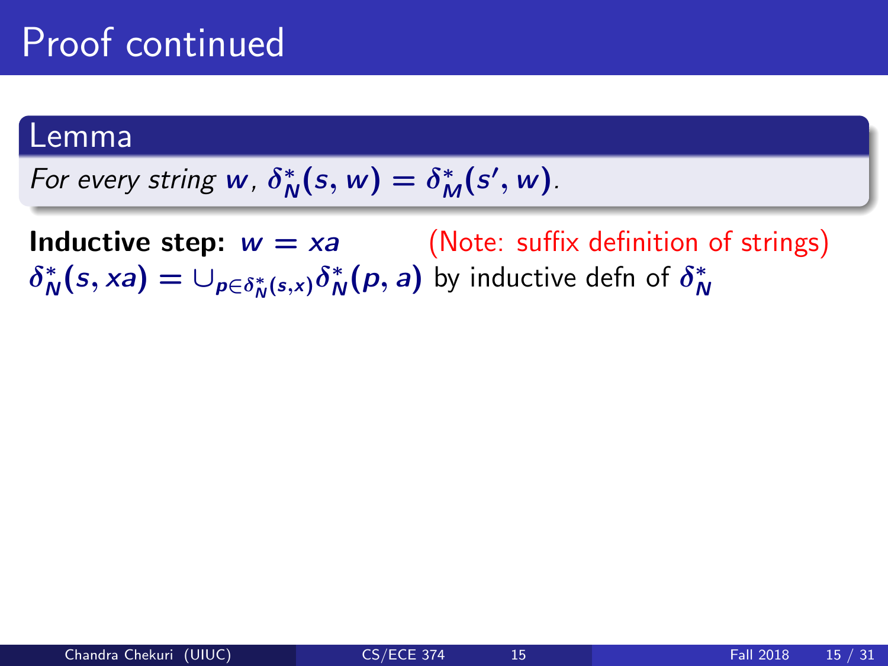# Proof continued

**Lemma**

*For every string $w$, $\delta_N^*(s, w) = \delta_M^*(s', w)$.*

**Inductive step:** $w = xa$ (Note: suffix definition of strings)

$\delta_N^*(s, xa) = \cup_{p \in \delta_N^*(s,x)} \delta_N^*(p, a)$ by inductive defn of $\delta_N^*$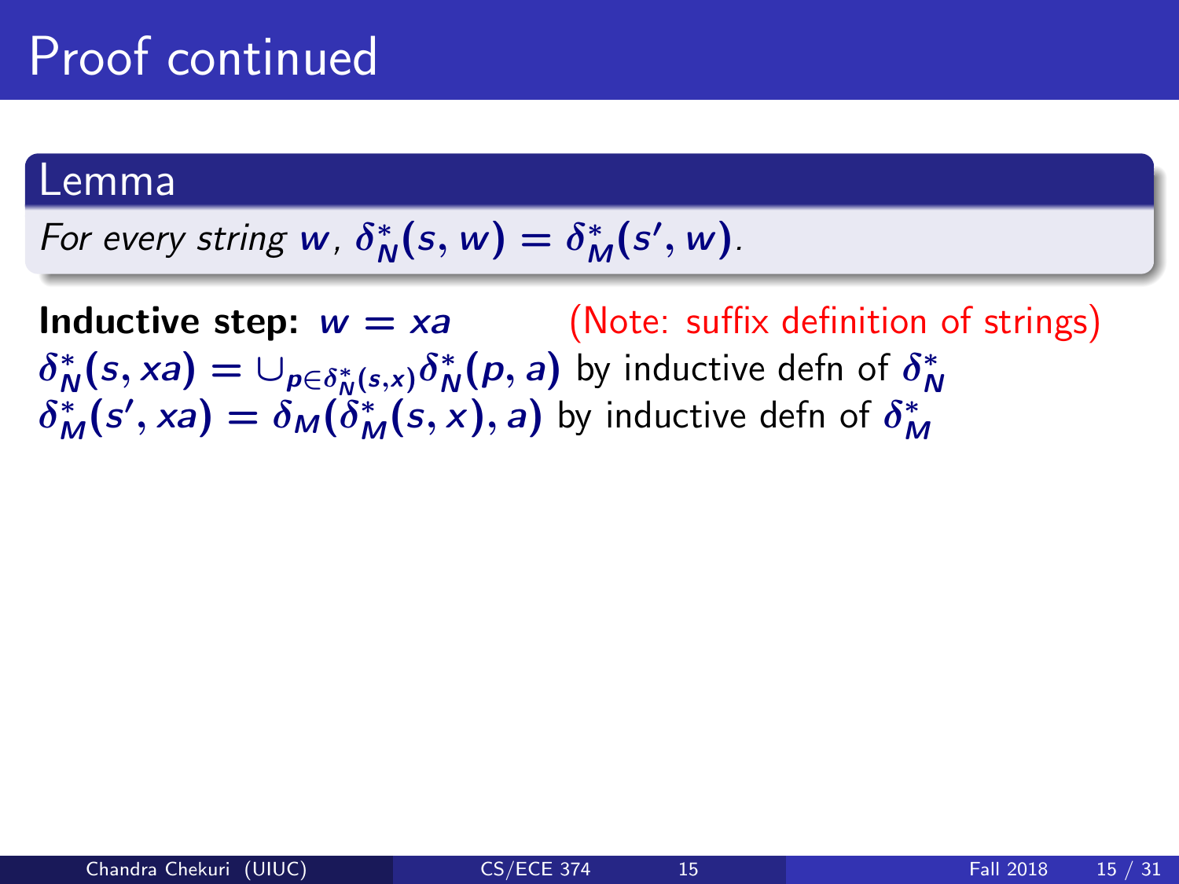# Proof continued

**Lemma**

*For every string $w$, $\delta_N^*(s, w) = \delta_M^*(s', w)$.*

**Inductive step:** $w = xa$ (Note: suffix definition of strings)

$\delta_N^*(s, xa) = \cup_{p \in \delta_N^*(s,x)} \delta_N^*(p, a)$ by inductive defn of $\delta_N^*$

$\delta_M^*(s', xa) = \delta_M(\delta_M^*(s, x), a)$ by inductive defn of $\delta_M^*$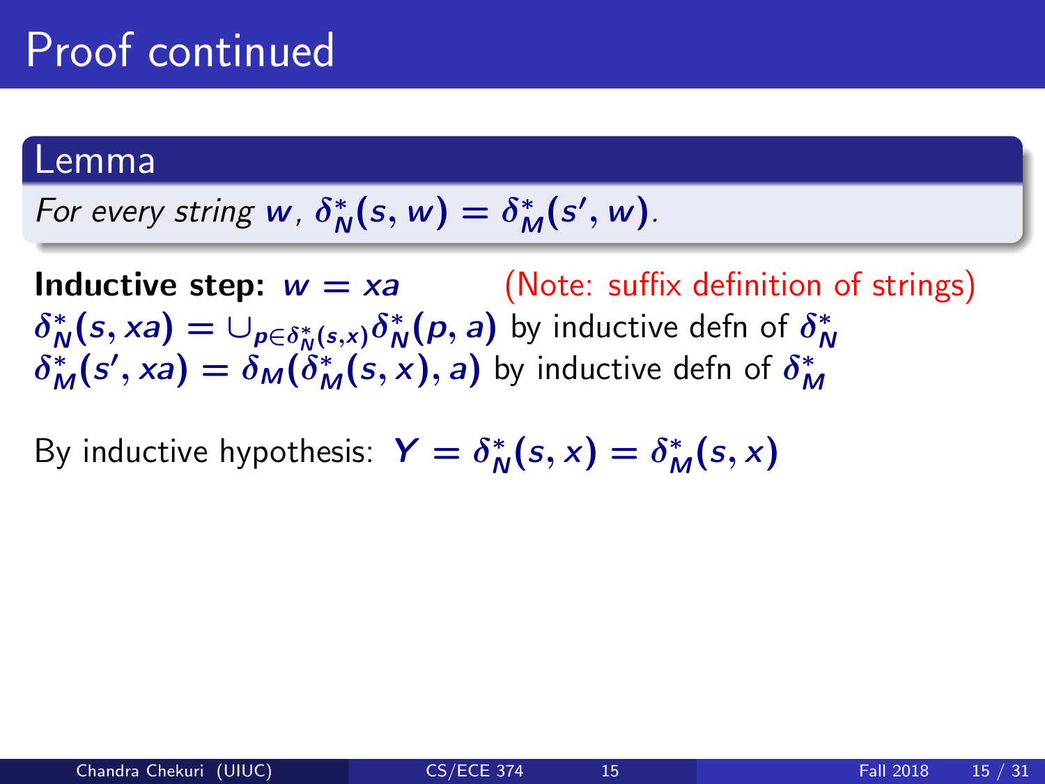# Proof continued

## Lemma

*For every string $w$, $\delta^*_N(s, w) = \delta^*_M(s', w)$.*

**Inductive step:** $w = xa$ (Note: suffix definition of strings)

$\delta^*_N(s, xa) = \cup_{p \in \delta^*_N(s,x)} \delta^*_N(p, a)$ by inductive defn of $\delta^*_N$

$\delta^*_M(s', xa) = \delta_M(\delta^*_M(s, x), a)$ by inductive defn of $\delta^*_M$

By inductive hypothesis: $Y = \delta^*_N(s, x) = \delta^*_M(s, x)$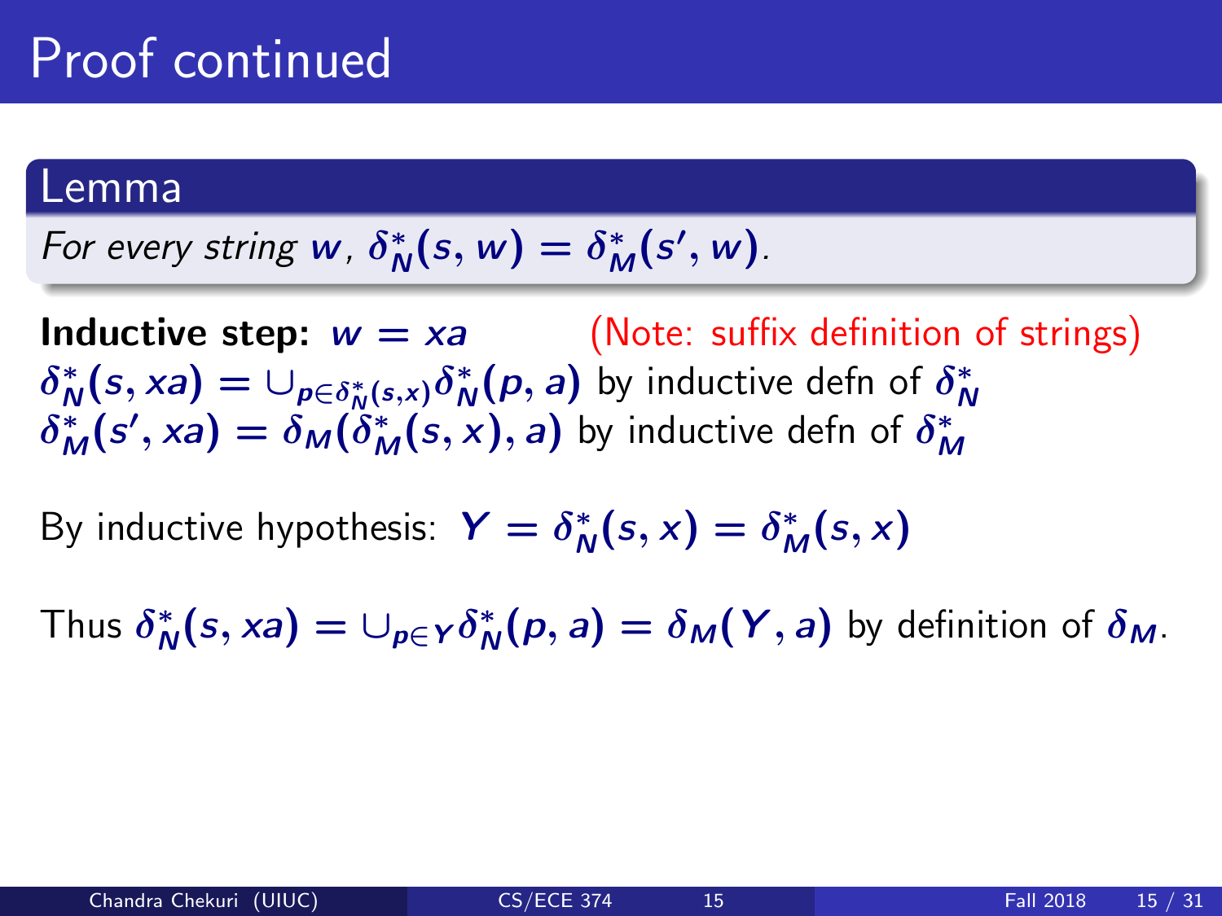# Proof continued

## Lemma

*For every string $w$, $\delta^*_N(s, w) = \delta^*_M(s', w)$.*

**Inductive step:** $w = xa$ (Note: suffix definition of strings)

$\delta^*_N(s, xa) = \cup_{p \in \delta^*_N(s,x)} \delta^*_N(p, a)$ by inductive defn of $\delta^*_N$

$\delta^*_M(s', xa) = \delta_M(\delta^*_M(s, x), a)$ by inductive defn of $\delta^*_M$

By inductive hypothesis: $Y = \delta^*_N(s, x) = \delta^*_M(s, x)$

Thus $\delta^*_N(s, xa) = \cup_{p \in Y} \delta^*_N(p, a) = \delta_M(Y, a)$ by definition of $\delta_M$.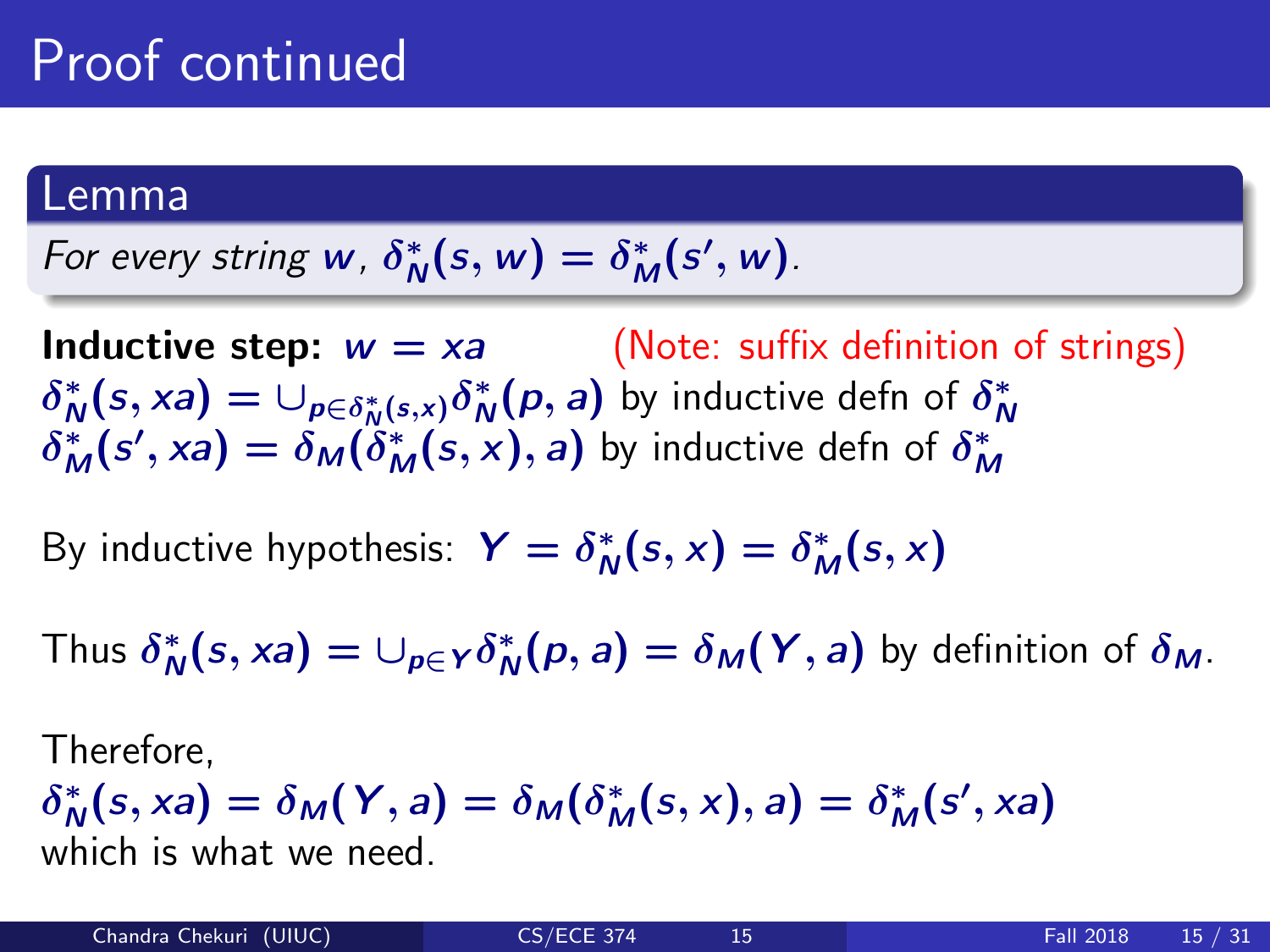# Proof continued

**Lemma**

*For every string $w$, $\delta_N^*(s, w) = \delta_M^*(s', w)$.*

**Inductive step:** $w = xa$ (Note: suffix definition of strings)

$\delta_N^*(s, xa) = \cup_{p \in \delta_N^*(s,x)} \delta_N^*(p, a)$ by inductive defn of $\delta_N^*$

$\delta_M^*(s', xa) = \delta_M(\delta_M^*(s, x), a)$ by inductive defn of $\delta_M^*$

By inductive hypothesis: $Y = \delta_N^*(s, x) = \delta_M^*(s, x)$

Thus $\delta_N^*(s, xa) = \cup_{p \in Y} \delta_N^*(p, a) = \delta_M(Y, a)$ by definition of $\delta_M$.

Therefore,

$\delta_N^*(s, xa) = \delta_M(Y, a) = \delta_M(\delta_M^*(s, x), a) = \delta_M^*(s', xa)$

which is what we need.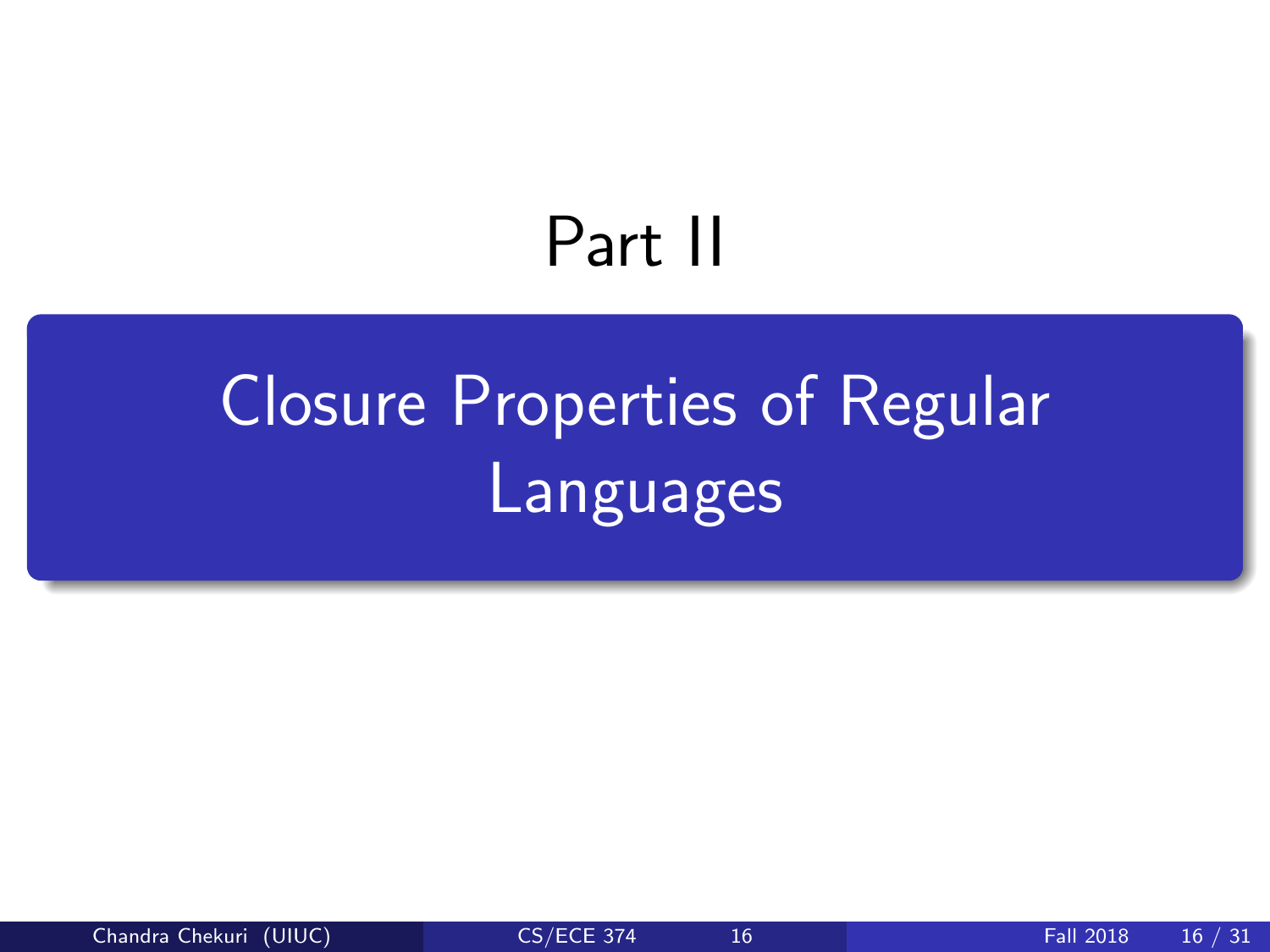# Part II

## Closure Properties of Regular Languages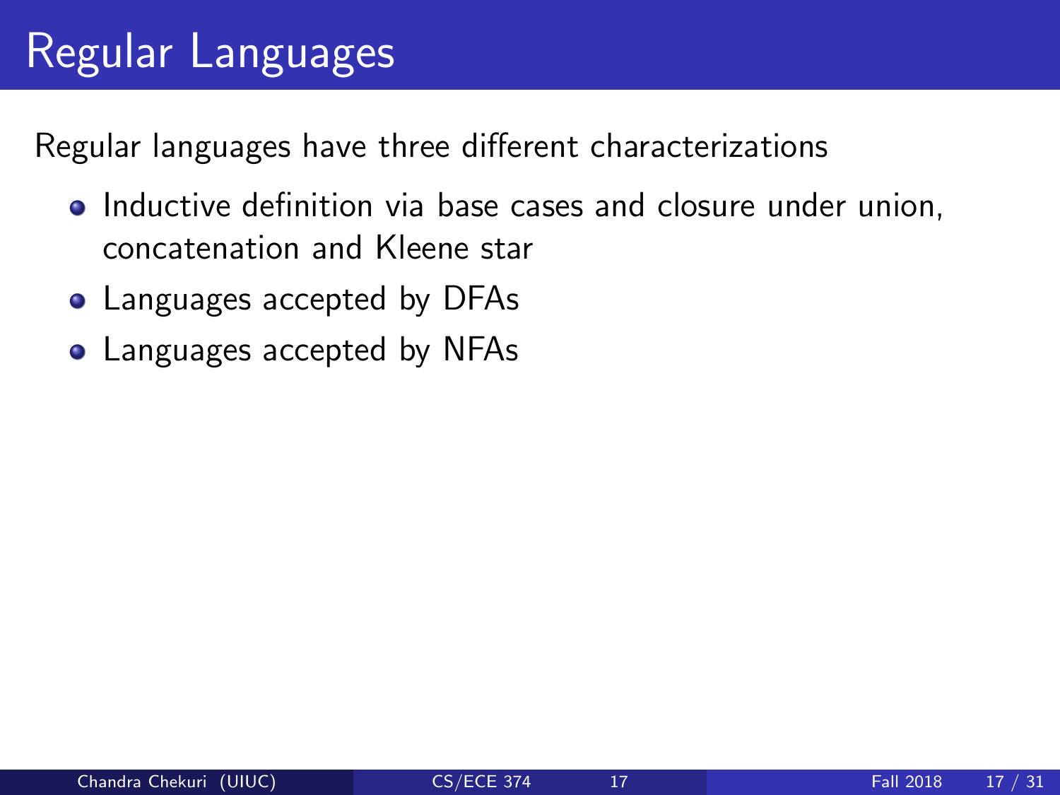# Regular Languages

Regular languages have three different characterizations

- Inductive definition via base cases and closure under union, concatenation and Kleene star
- Languages accepted by DFAs
- Languages accepted by NFAs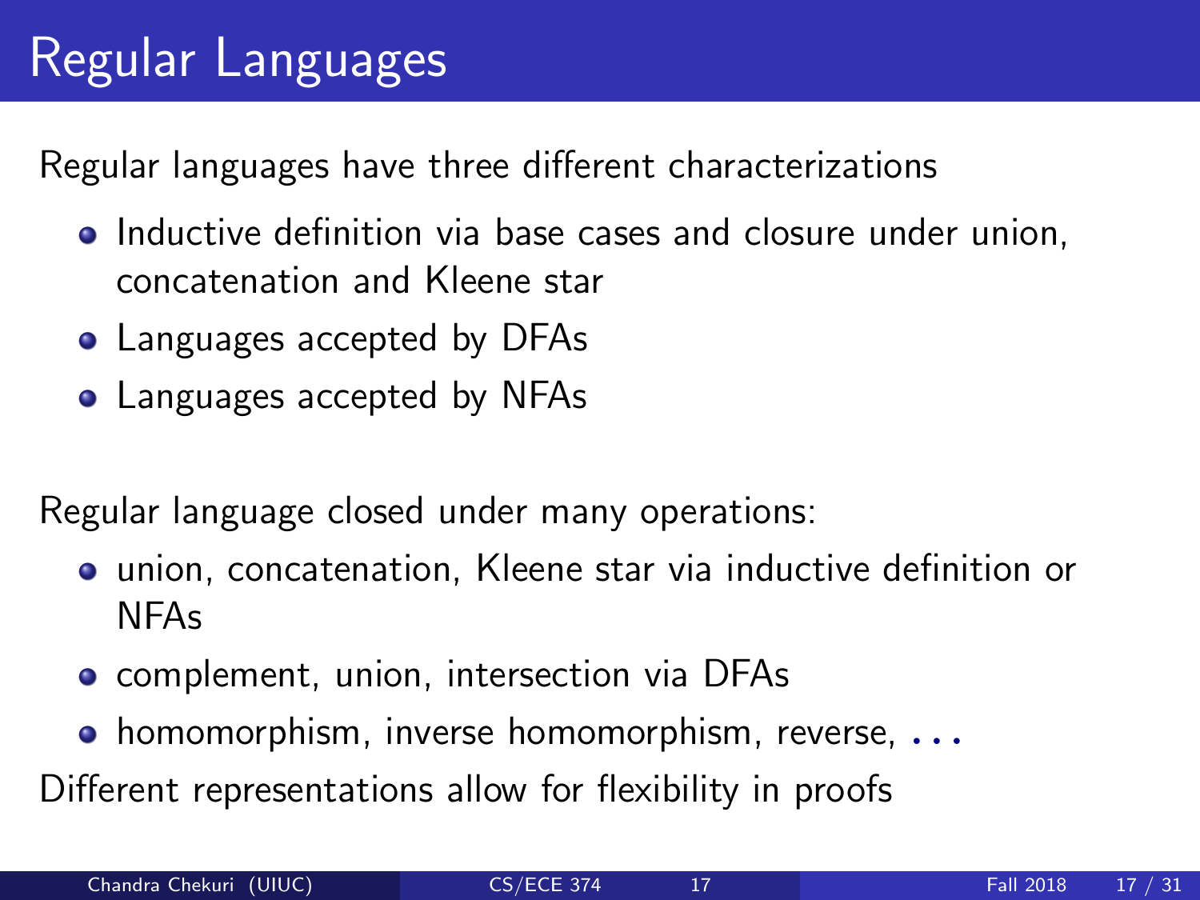# Regular Languages

Regular languages have three different characterizations

- Inductive definition via base cases and closure under union, concatenation and Kleene star
- Languages accepted by DFAs
- Languages accepted by NFAs

Regular language closed under many operations:

- union, concatenation, Kleene star via inductive definition or NFAs
- complement, union, intersection via DFAs
- homomorphism, inverse homomorphism, reverse, ...

Different representations allow for flexibility in proofs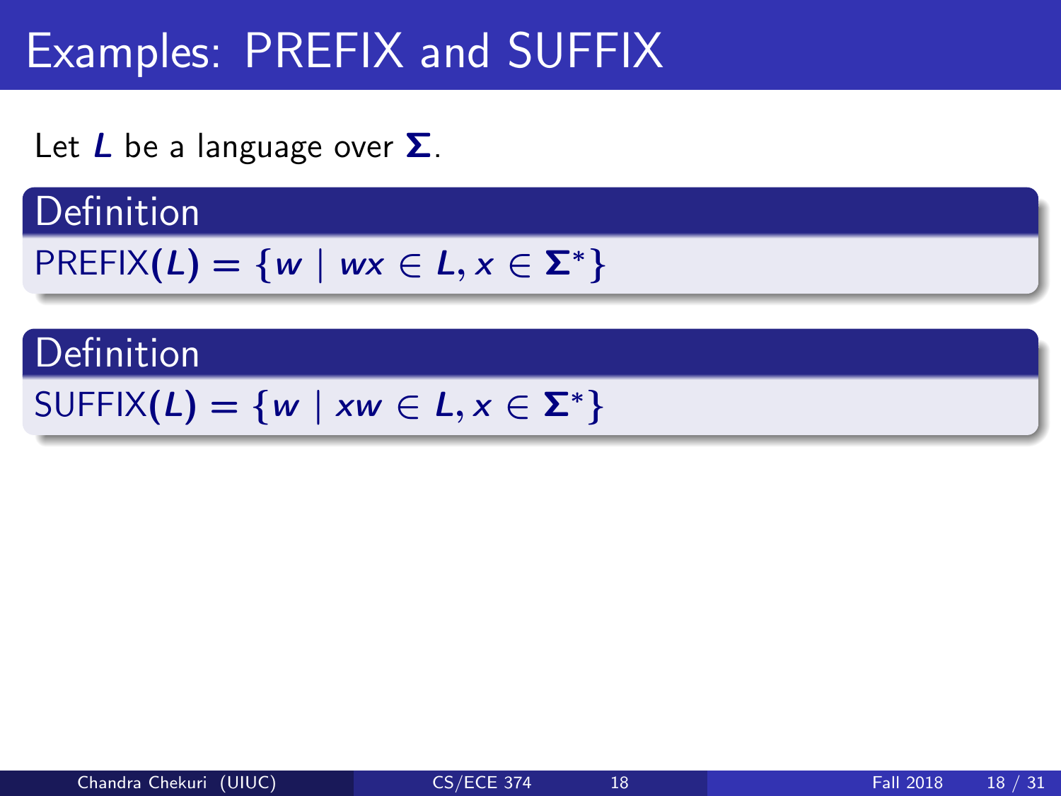# Examples: PREFIX and SUFFIX

Let $L$ be a language over $\Sigma$.

**Definition**

$\text{PREFIX}(L) = \{w \mid wx \in L, x \in \Sigma^*\}$

**Definition**

$\text{SUFFIX}(L) = \{w \mid xw \in L, x \in \Sigma^*\}$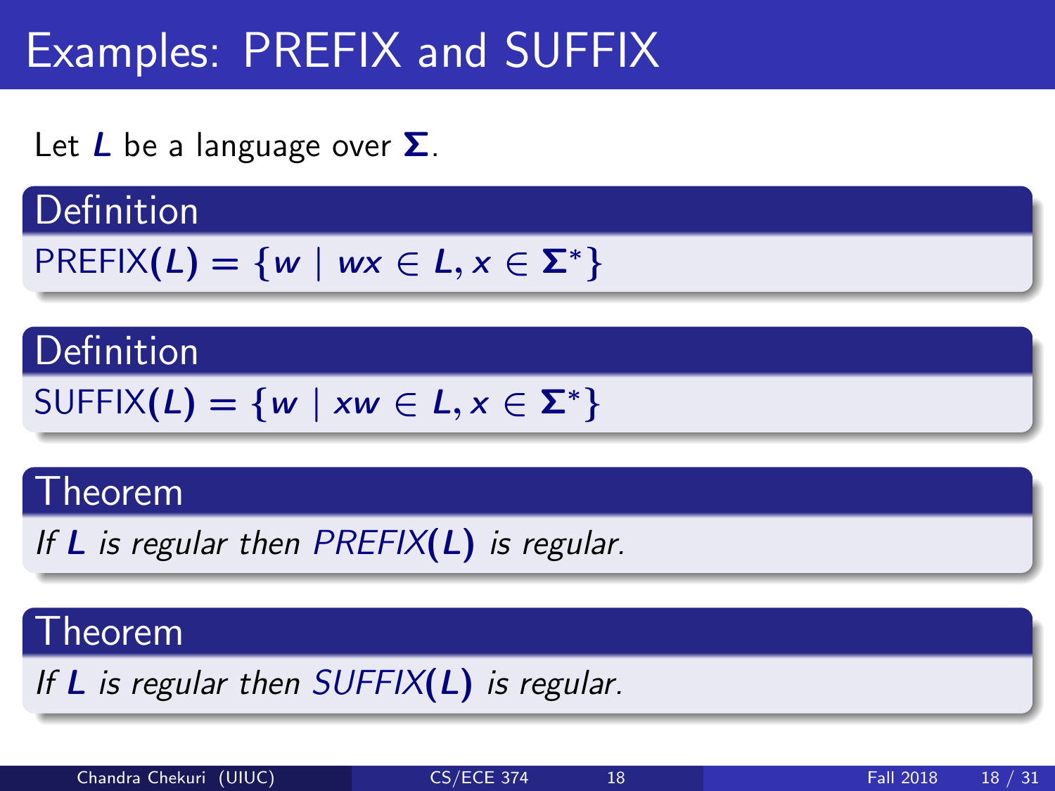# Examples: PREFIX and SUFFIX

Let $L$ be a language over $\Sigma$.

**Definition**

$\text{PREFIX}(L) = \{w \mid wx \in L, x \in \Sigma^*\}$

**Definition**

$\text{SUFFIX}(L) = \{w \mid xw \in L, x \in \Sigma^*\}$

**Theorem**

*If $L$ is regular then $\text{PREFIX}(L)$ is regular.*

**Theorem**

*If $L$ is regular then $\text{SUFFIX}(L)$ is regular.*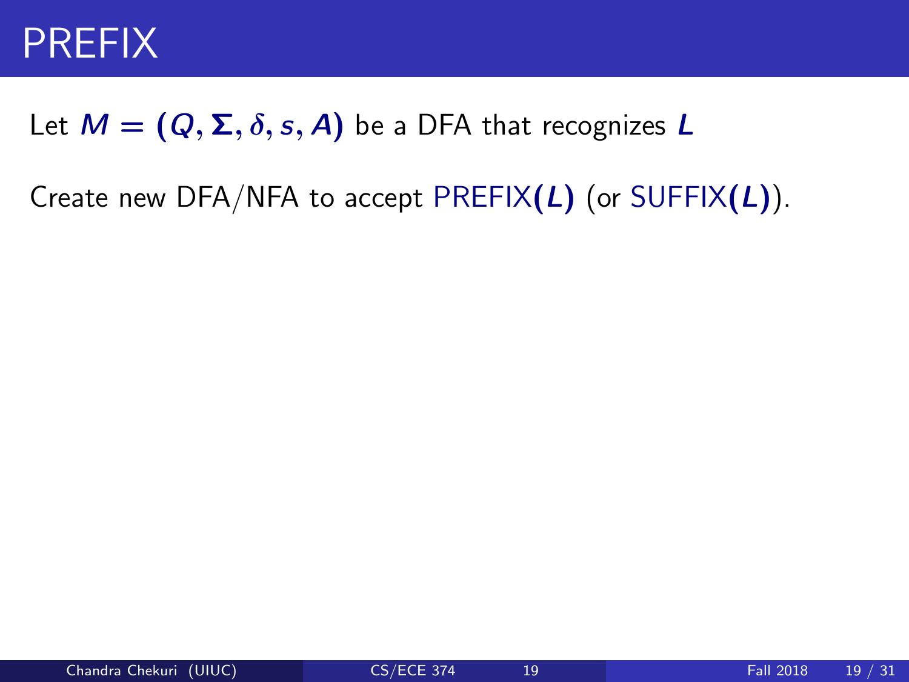# PREFIX

Let $M = (Q, \Sigma, \delta, s, A)$ be a DFA that recognizes $L$

Create new DFA/NFA to accept PREFIX$(L)$ (or SUFFIX$(L)$).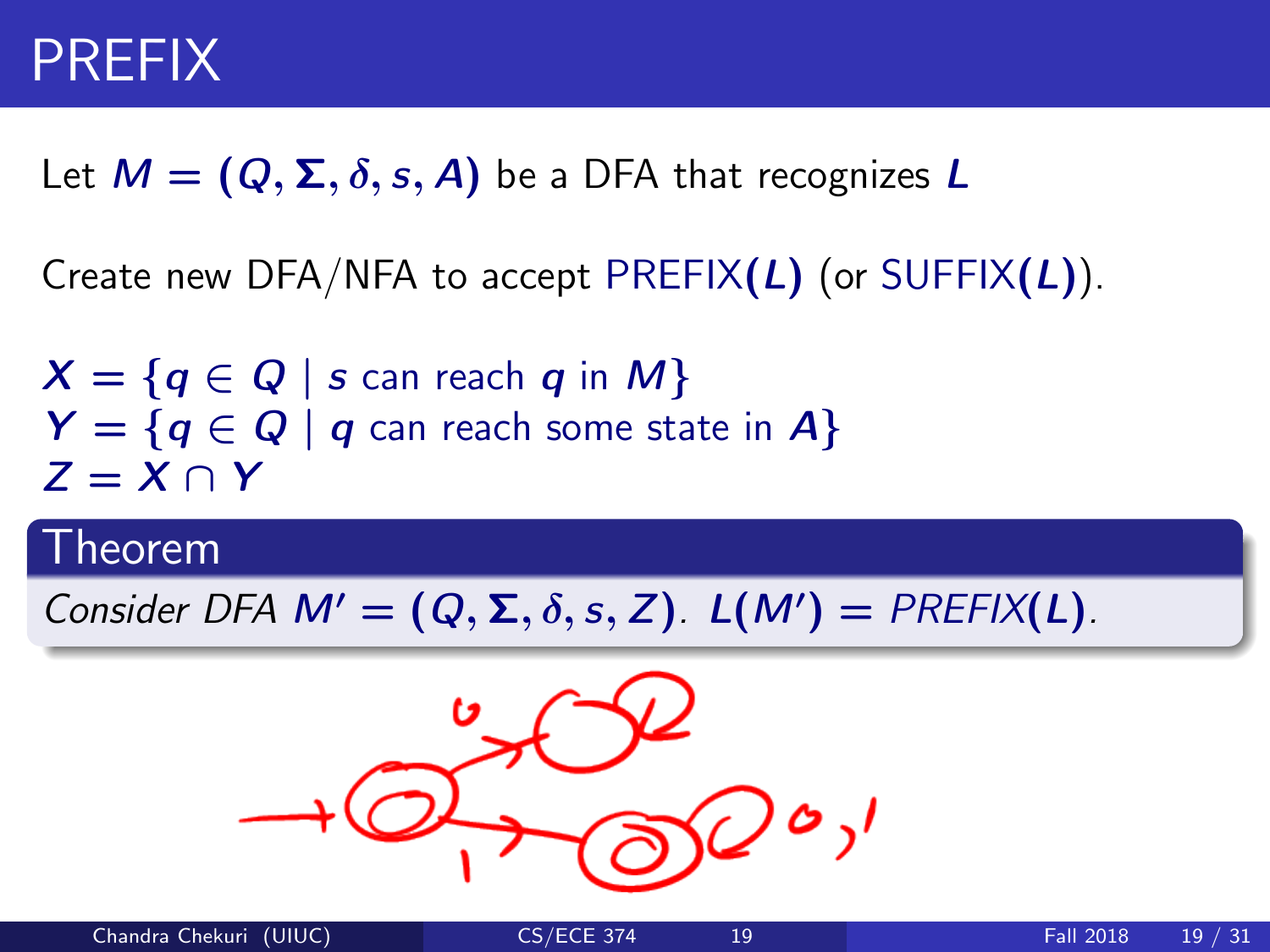# PREFIX

Let $M = (Q, \Sigma, \delta, s, A)$ be a DFA that recognizes $L$

Create new DFA/NFA to accept PREFIX($L$) (or SUFFIX($L$)).

$X = \{q \in Q \mid s \text{ can reach } q \text{ in } M\}$
$Y = \{q \in Q \mid q \text{ can reach some state in } A\}$
$Z = X \cap Y$

## Theorem

*Consider DFA $M' = (Q, \Sigma, \delta, s, Z)$. $L(M') = PREFIX(L)$.*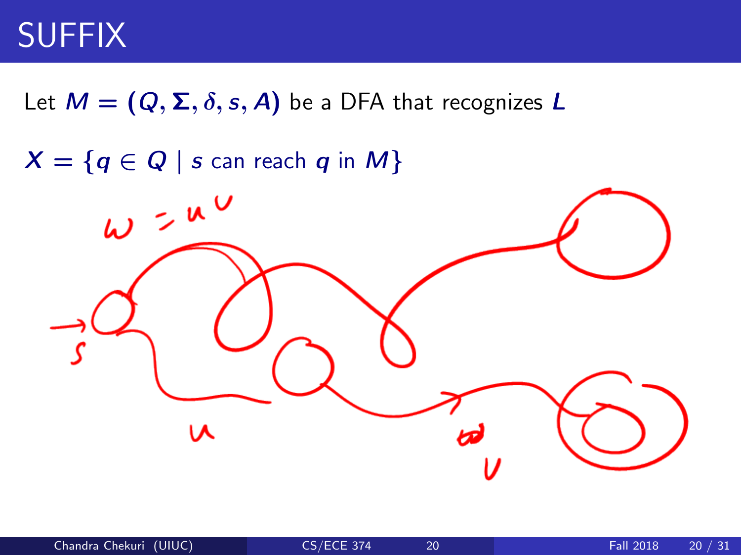# SUFFIX

Let $M = (Q, \Sigma, \delta, s, A)$ be a DFA that recognizes $L$

$X = \{q \in Q \mid s \text{ can reach } q \text{ in } M\}$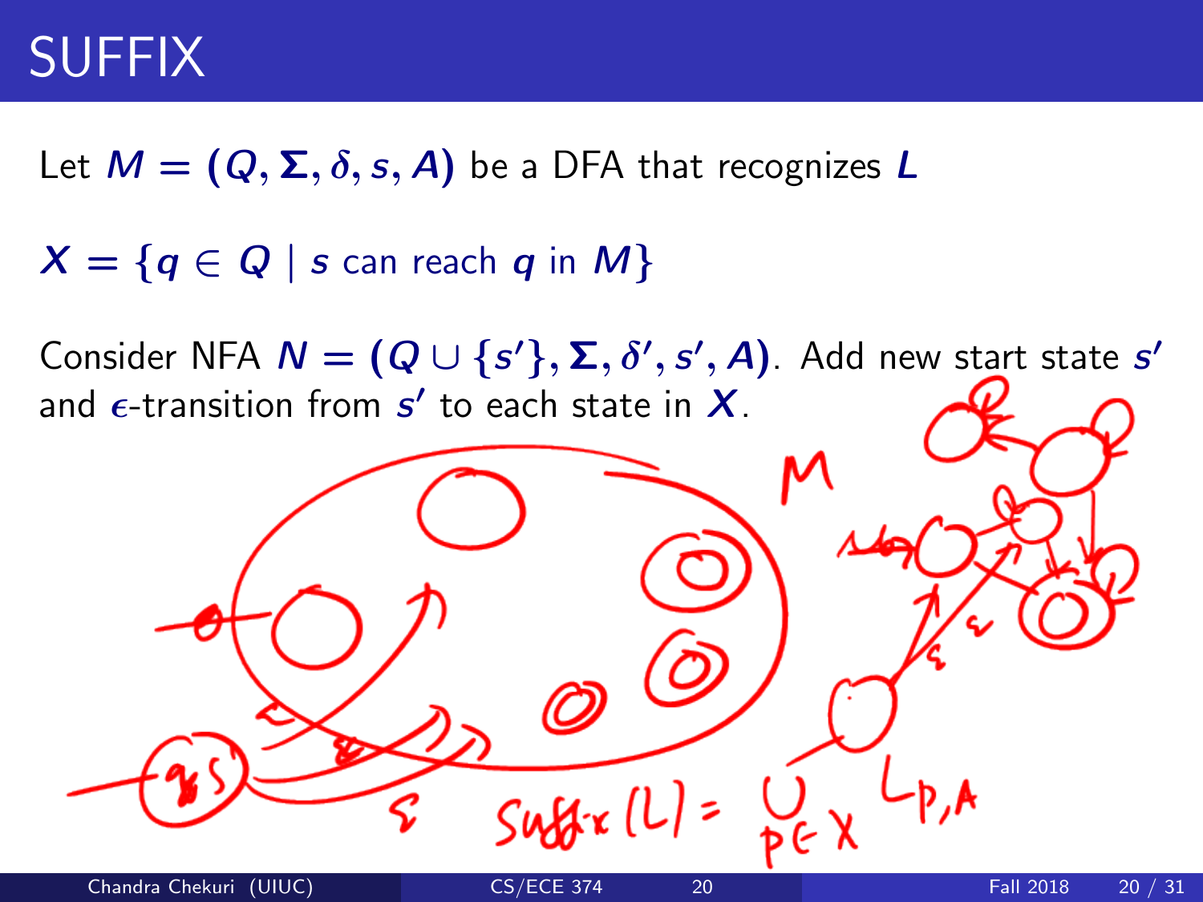# SUFFIX

Let $M = (Q, \Sigma, \delta, s, A)$ be a DFA that recognizes $L$

$X = \{q \in Q \mid s \text{ can reach } q \text{ in } M\}$

Consider NFA $N = (Q \cup \{s'\}, \Sigma, \delta', s', A)$. Add new start state $s'$ and $\epsilon$-transition from $s'$ to each state in $X$.

$\text{Suffix}(L) = \bigcup_{p \in X} L_{p,A}$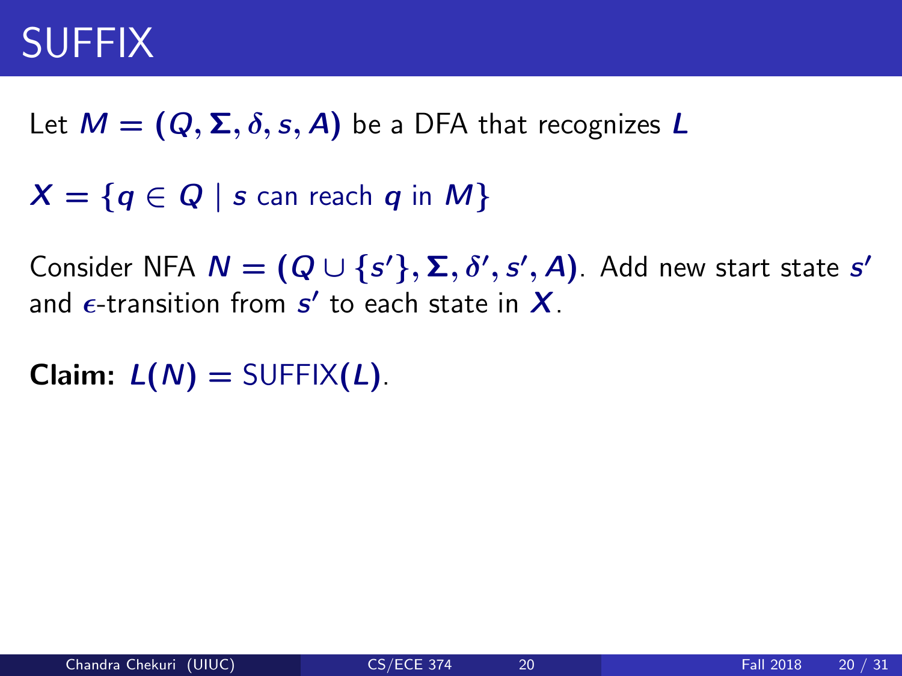# SUFFIX

Let $M = (Q, \Sigma, \delta, s, A)$ be a DFA that recognizes $L$

$X = \{q \in Q \mid s \text{ can reach } q \text{ in } M\}$

Consider NFA $N = (Q \cup \{s'\}, \Sigma, \delta', s', A)$. Add new start state $s'$ and $\epsilon$-transition from $s'$ to each state in $X$.

**Claim:** $L(N) = \text{SUFFIX}(L)$.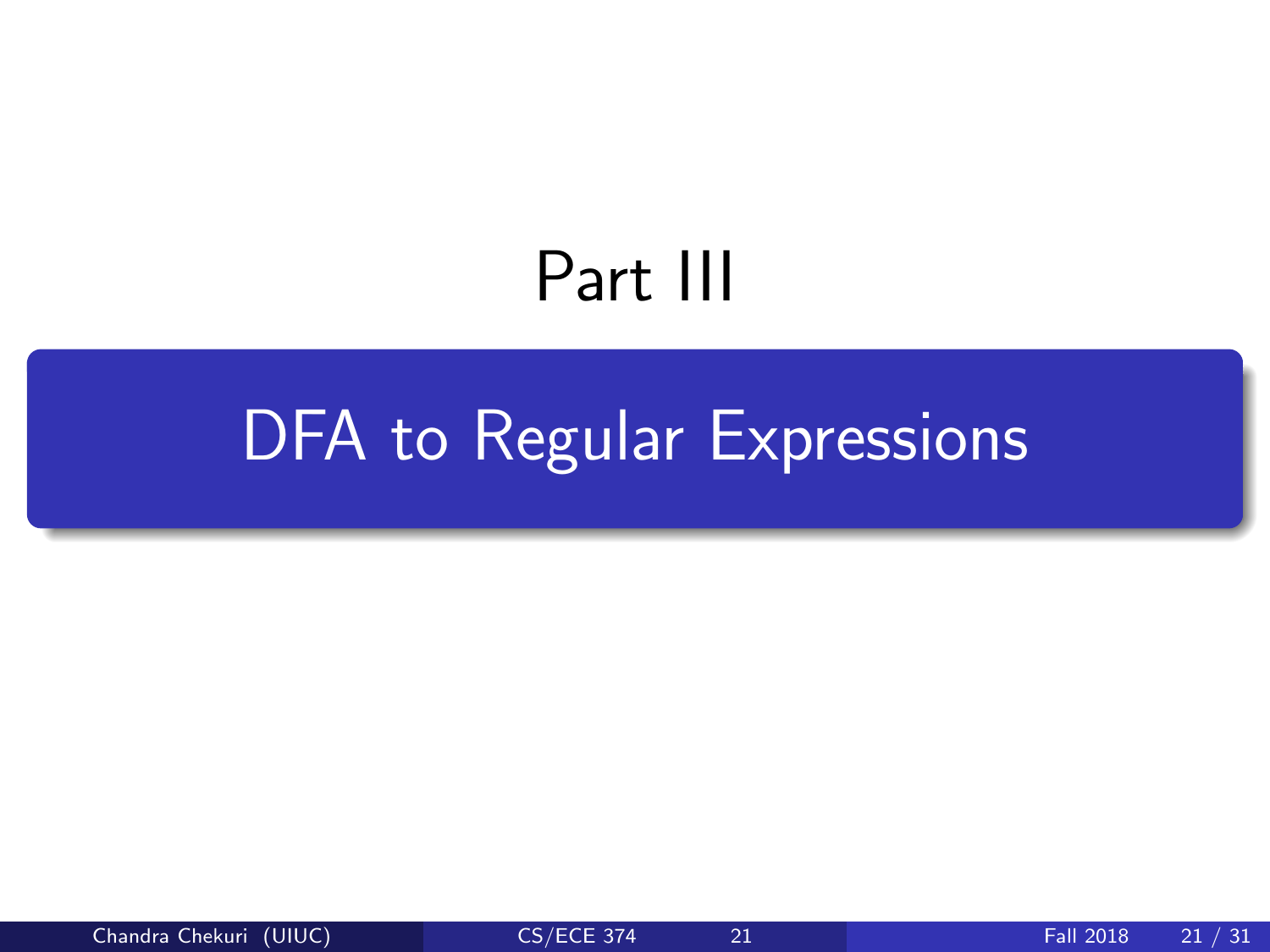# Part III

## DFA to Regular Expressions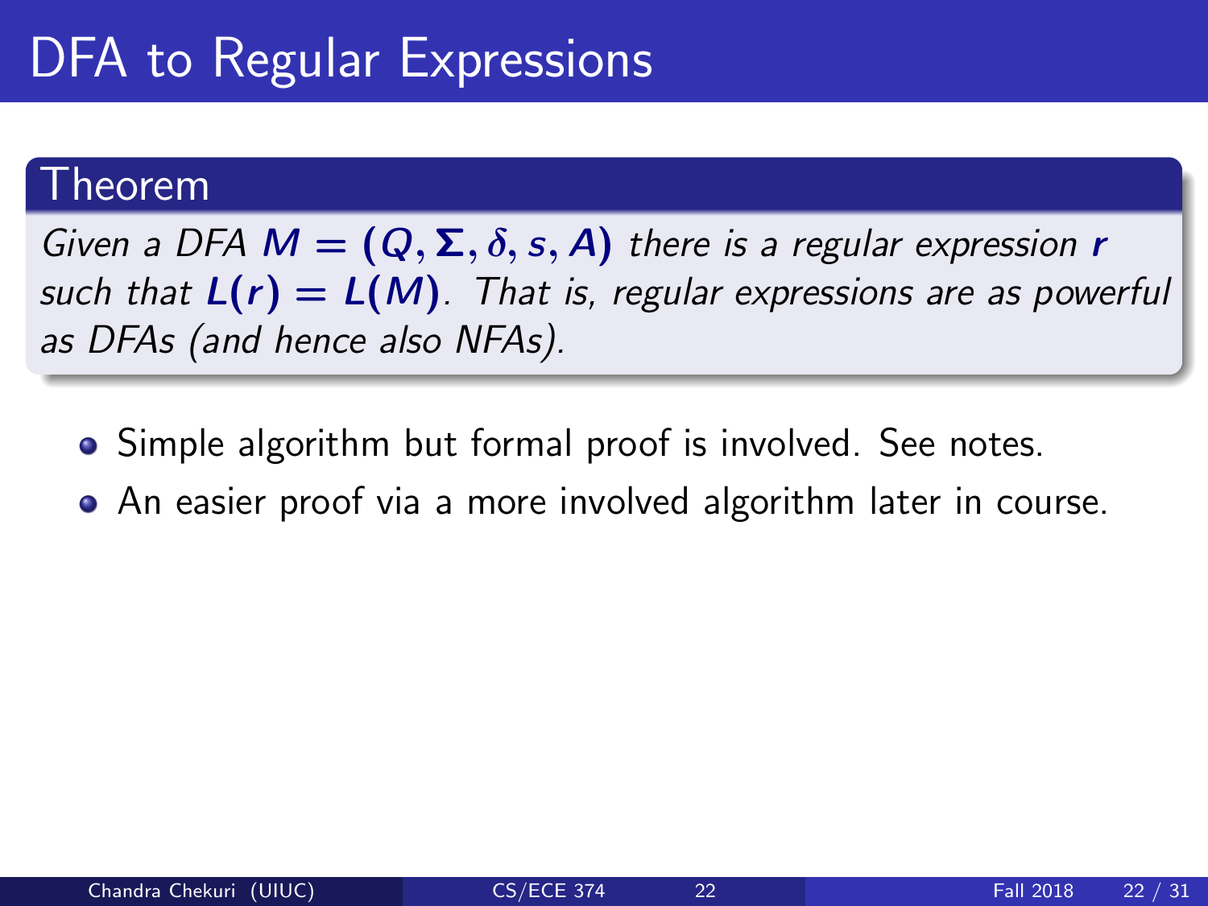# DFA to Regular Expressions

**Theorem**

*Given a DFA* $M = (Q, \Sigma, \delta, s, A)$ *there is a regular expression* $r$ *such that* $L(r) = L(M)$*. That is, regular expressions are as powerful as DFAs (and hence also NFAs).*

- Simple algorithm but formal proof is involved. See notes.
- An easier proof via a more involved algorithm later in course.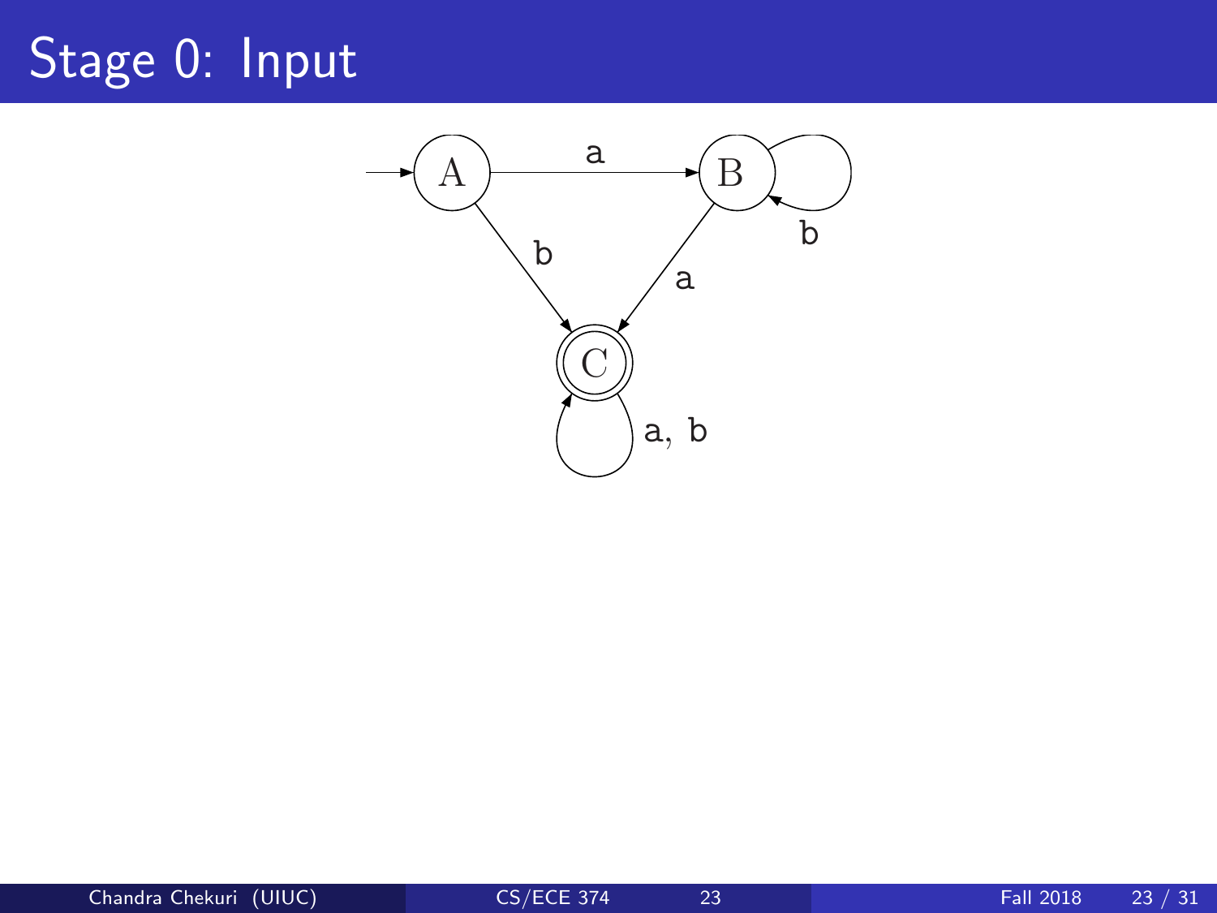# Stage 0: Input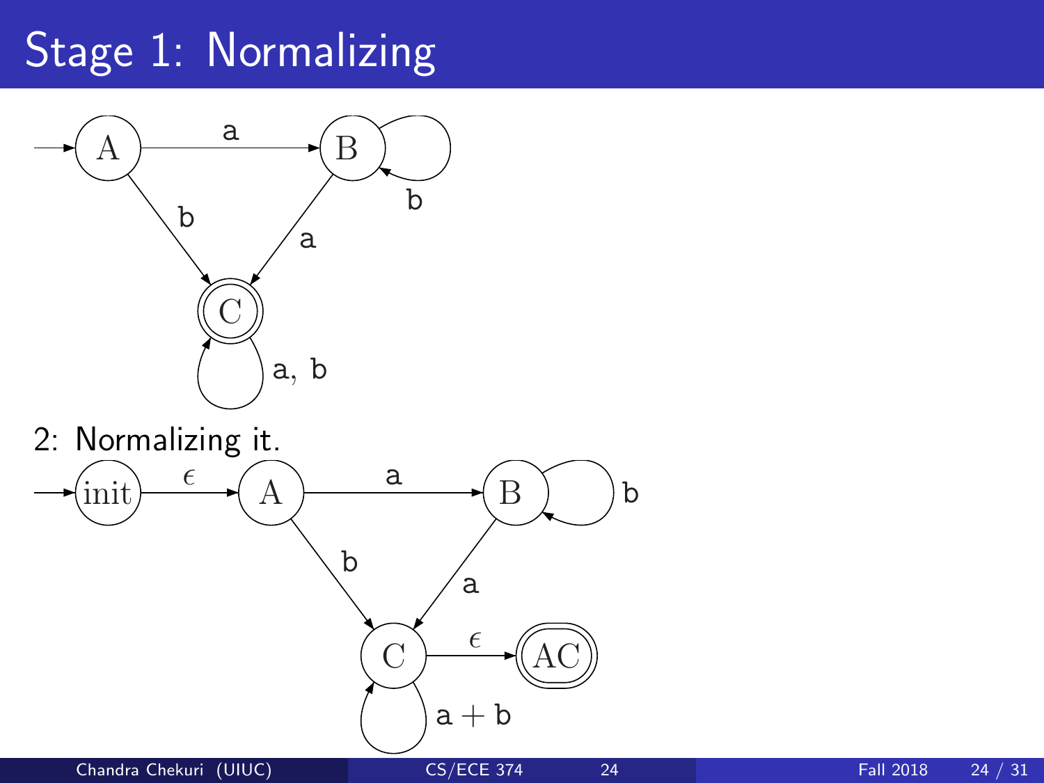# Stage 1: Normalizing

2: Normalizing it.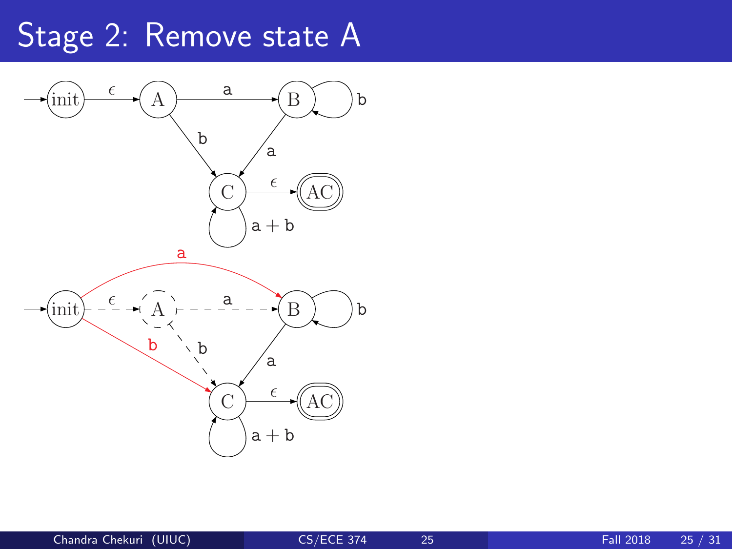# Stage 2: Remove state A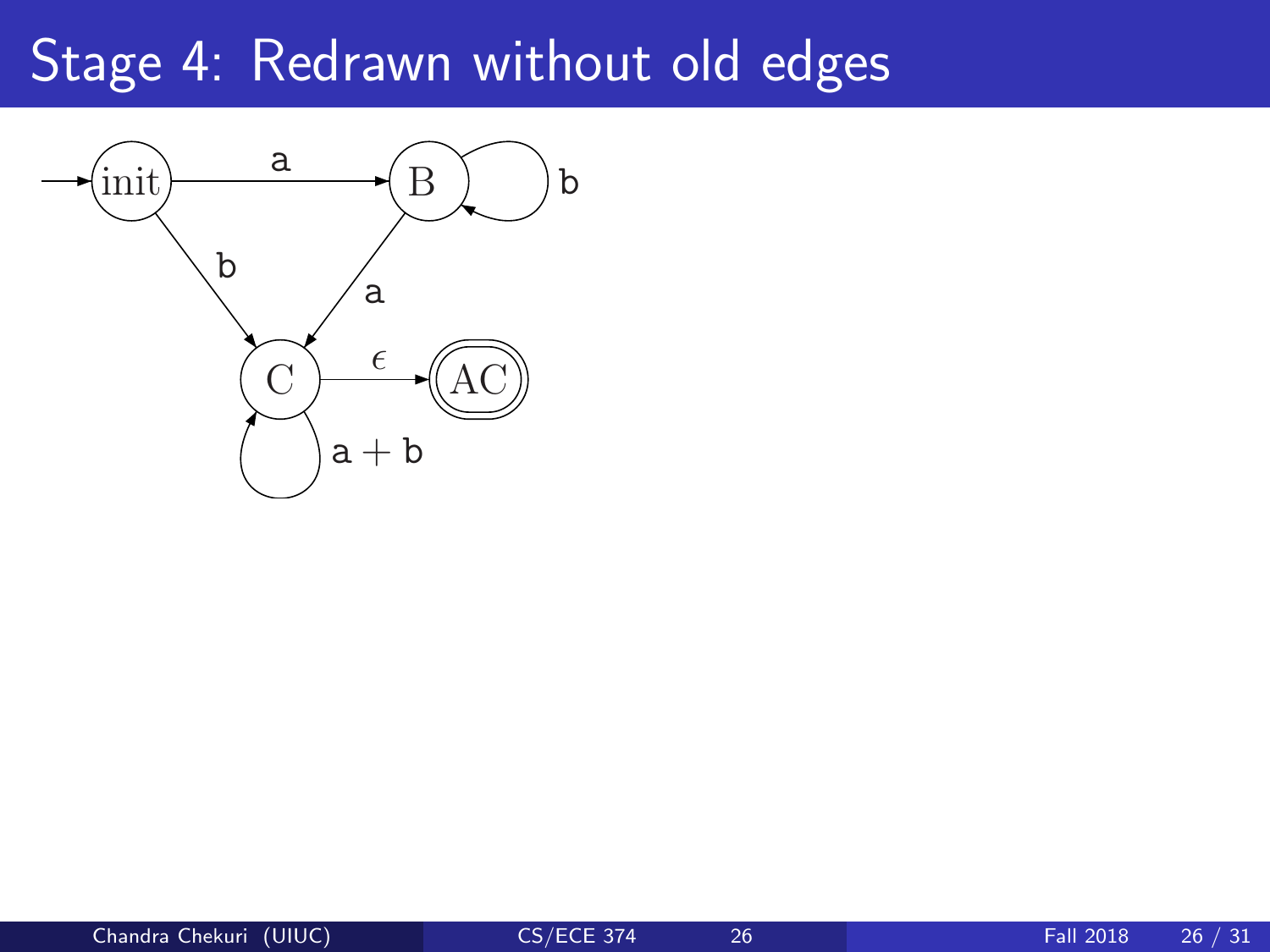# Stage 4: Redrawn without old edges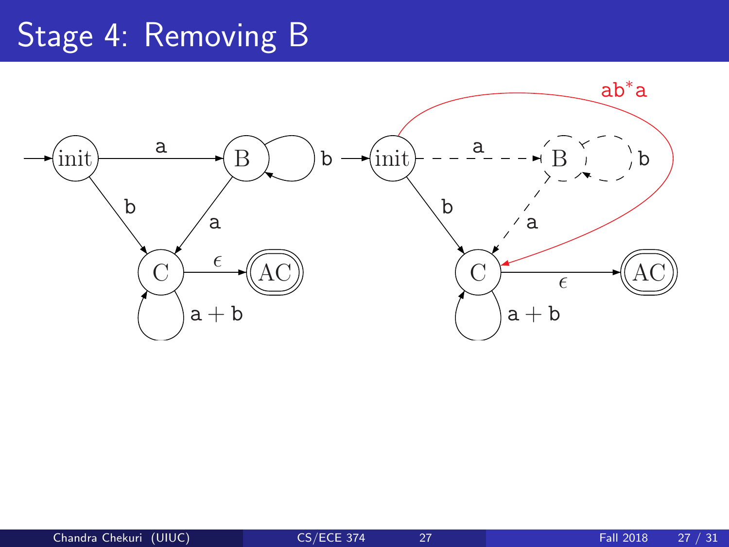# Stage 4: Removing B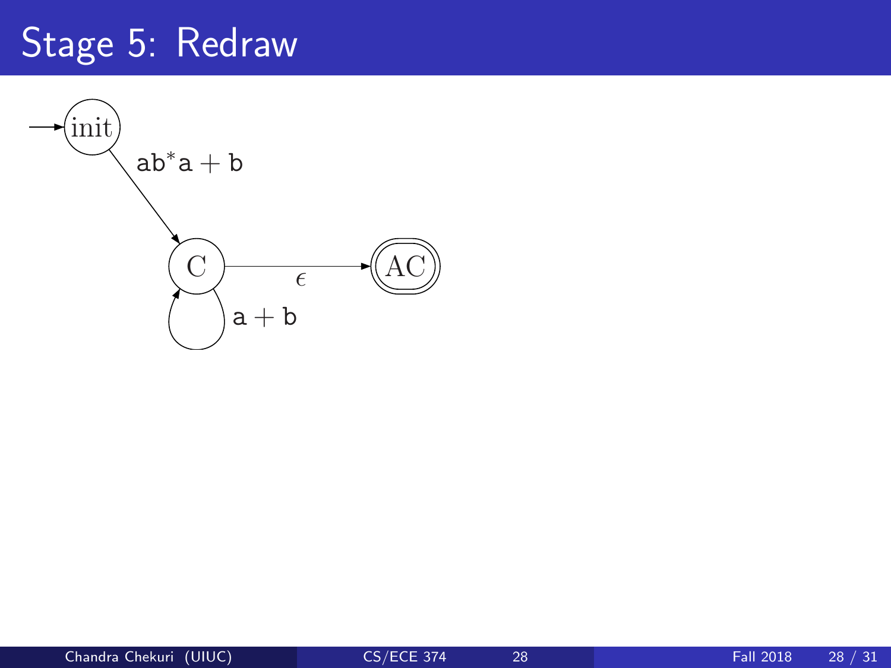# Stage 5: Redraw

init → C : $\mathtt{ab^*a} + \mathtt{b}$

C → C : $\mathtt{a} + \mathtt{b}$

C → AC : $\epsilon$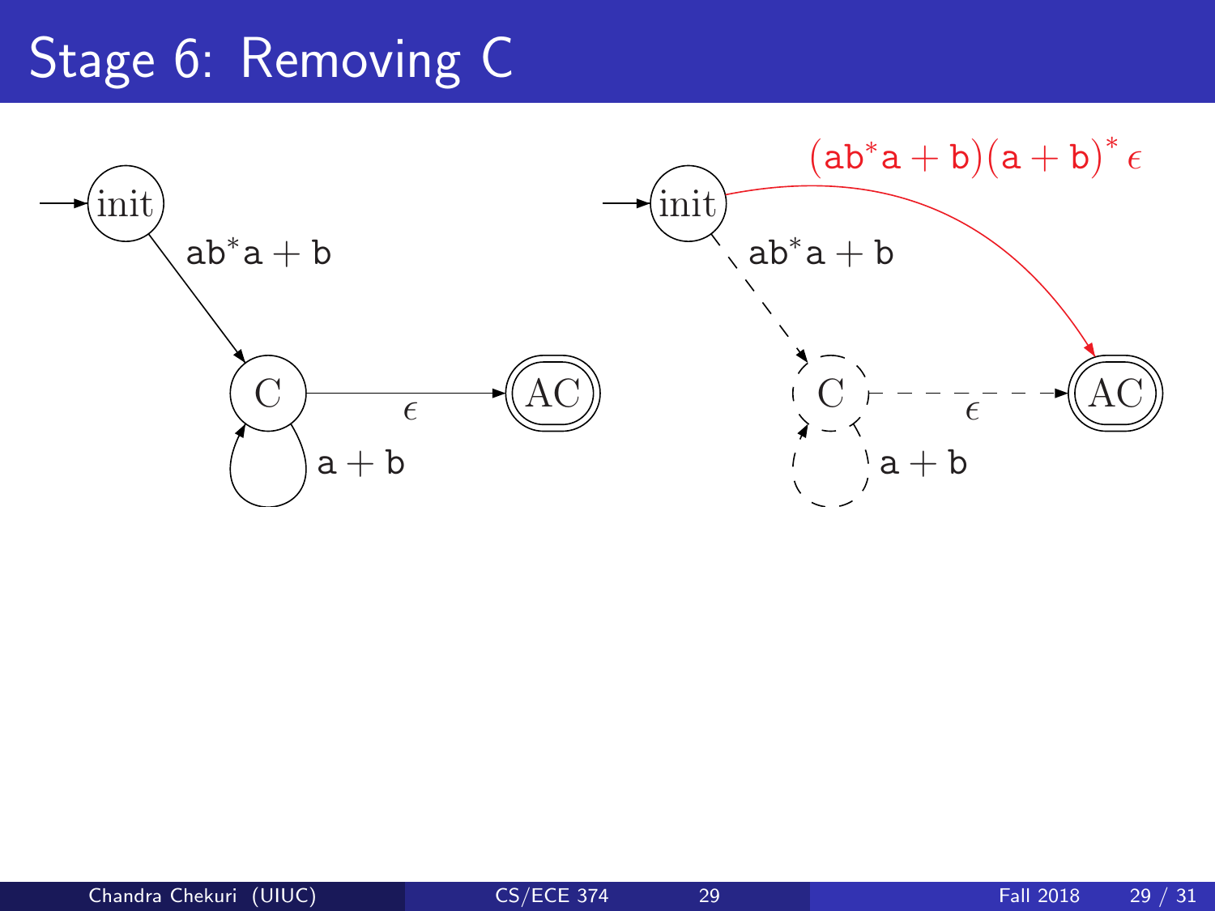# Stage 6: Removing C

init → C: $ab^*a + b$

C → C: $a + b$

C → AC: $\epsilon$

init → AC: $(ab^*a + b)(a + b)^*\epsilon$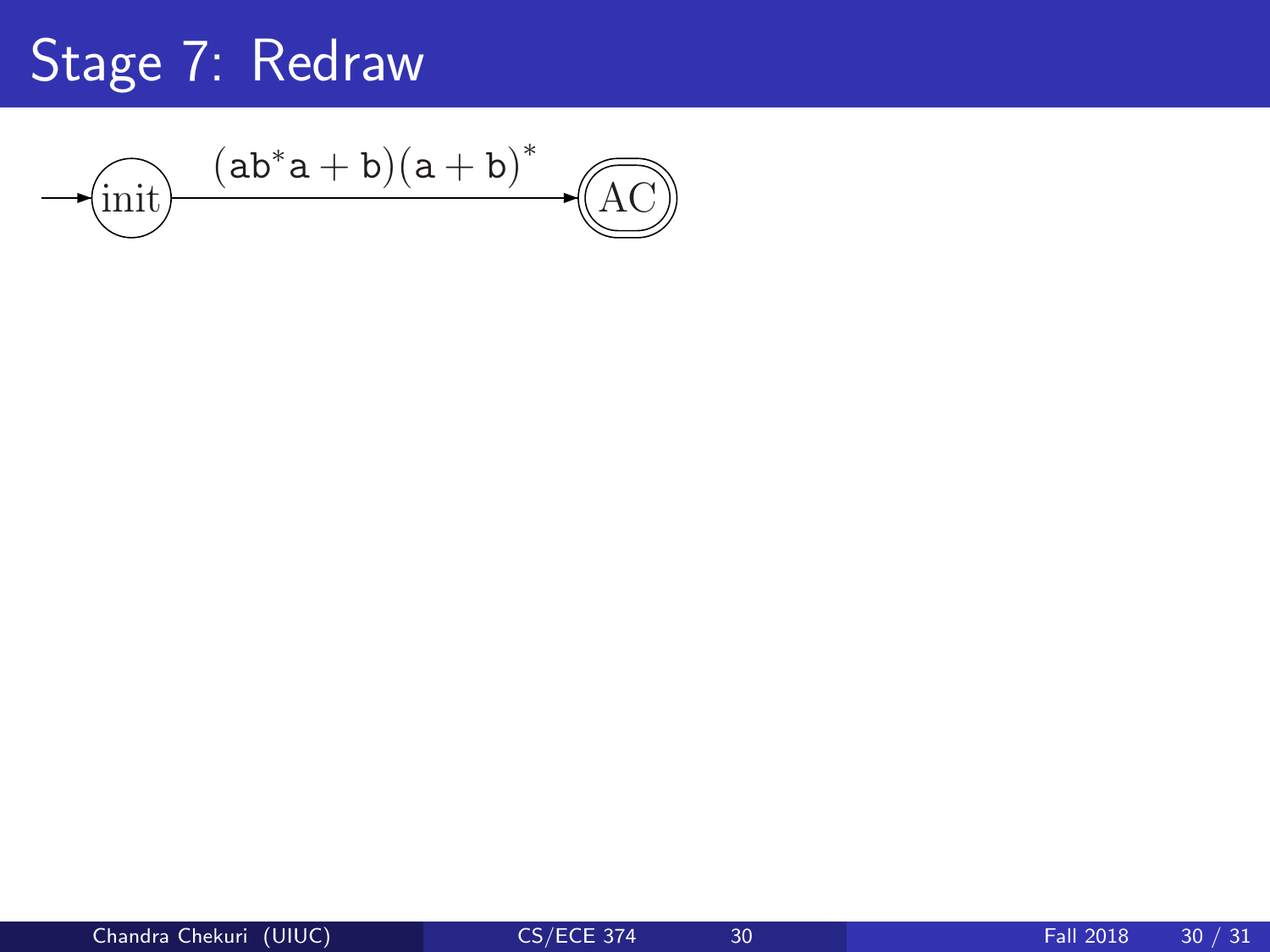# Stage 7: Redraw

init $\xrightarrow{(\texttt{ab}^*\texttt{a} + \texttt{b})(\texttt{a} + \texttt{b})^*}$ AC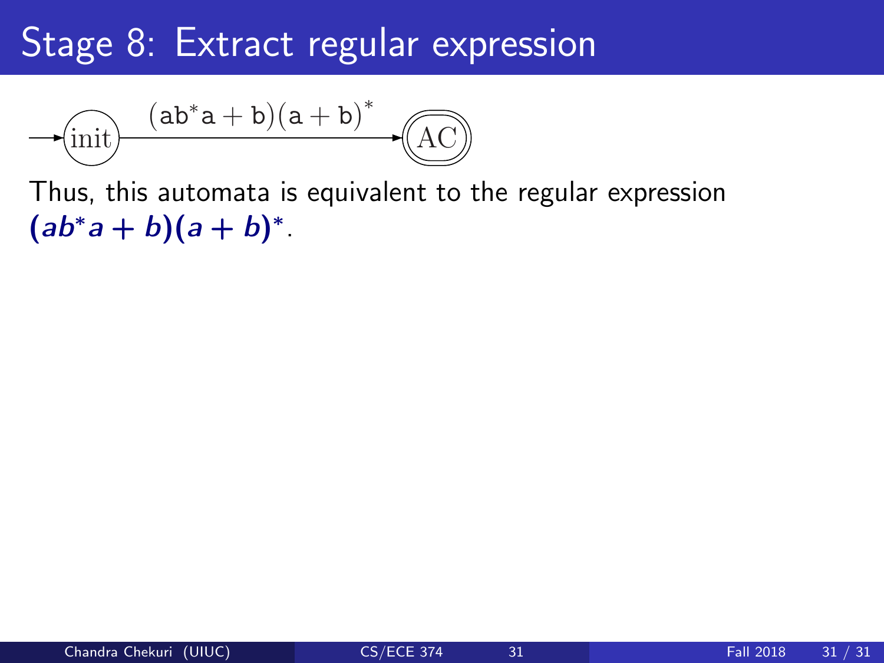# Stage 8: Extract regular expression

init

$(ab^*a + b)(a + b)^*$

AC

Thus, this automata is equivalent to the regular expression $(ab^*a + b)(a + b)^*$.